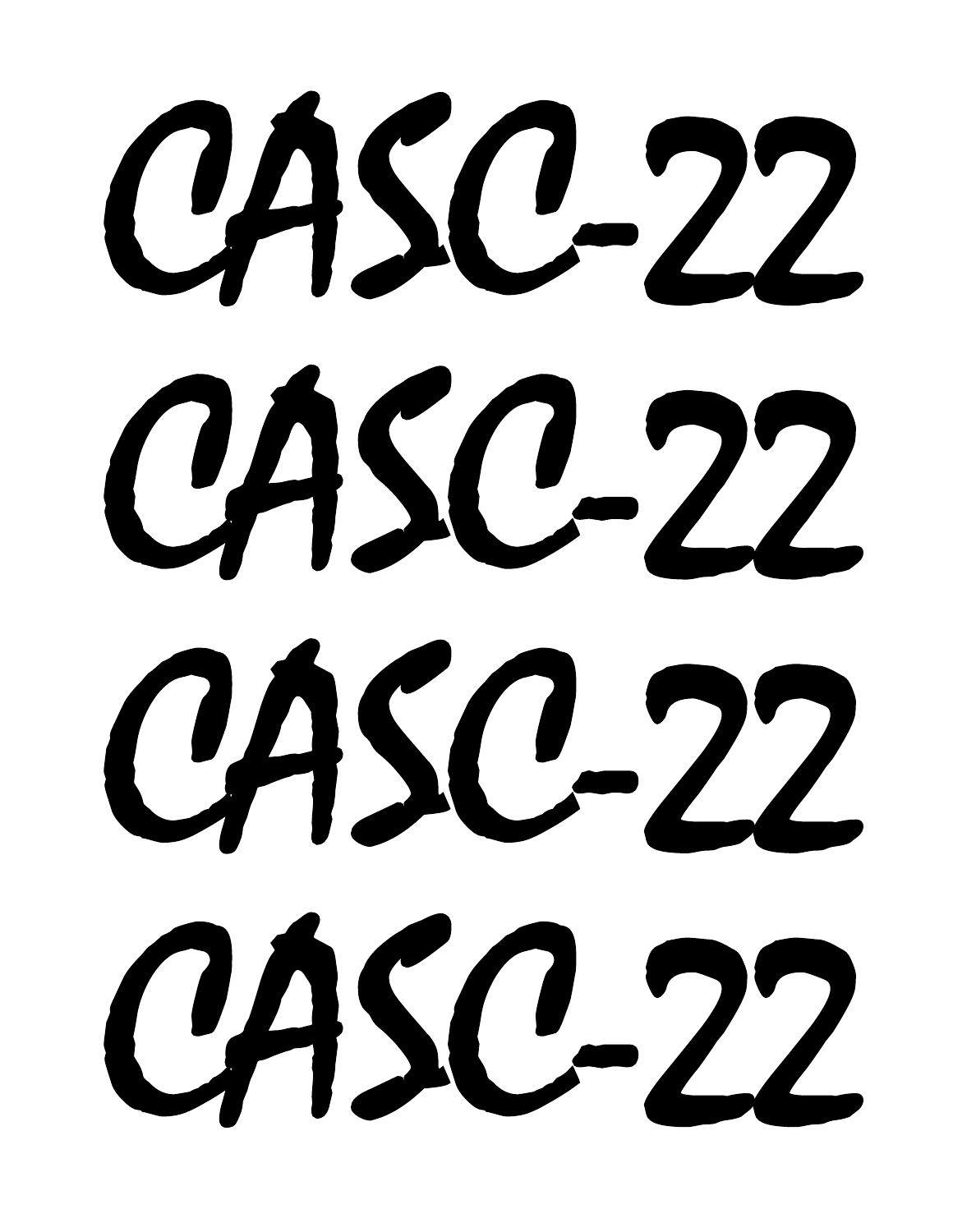# CASC-22

# CASC-22

# CASC-22

# CASC-22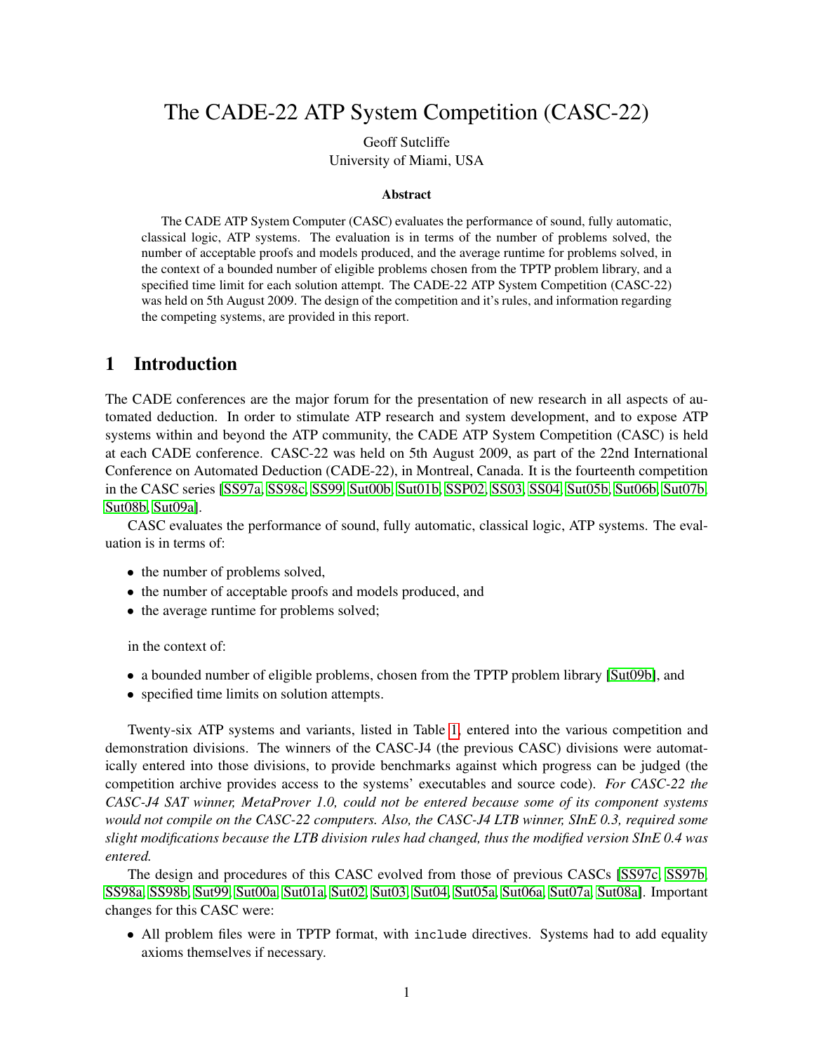# The CADE-22 ATP System Competition (CASC-22)

Geoff Sutcliffe
University of Miami, USA

#### Abstract

The CADE ATP System Computer (CASC) evaluates the performance of sound, fully automatic, classical logic, ATP systems. The evaluation is in terms of the number of problems solved, the number of acceptable proofs and models produced, and the average runtime for problems solved, in the context of a bounded number of eligible problems chosen from the TPTP problem library, and a specified time limit for each solution attempt. The CADE-22 ATP System Competition (CASC-22) was held on 5th August 2009. The design of the competition and it's rules, and information regarding the competing systems, are provided in this report.

## 1 Introduction

The CADE conferences are the major forum for the presentation of new research in all aspects of automated deduction. In order to stimulate ATP research and system development, and to expose ATP systems within and beyond the ATP community, the CADE ATP System Competition (CASC) is held at each CADE conference. CASC-22 was held on 5th August 2009, as part of the 22nd International Conference on Automated Deduction (CADE-22), in Montreal, Canada. It is the fourteenth competition in the CASC series [SS97a, SS98c, SS99, Sut00b, Sut01b, SSP02, SS03, SS04, Sut05b, Sut06b, Sut07b, Sut08b, Sut09a].

CASC evaluates the performance of sound, fully automatic, classical logic, ATP systems. The evaluation is in terms of:

- the number of problems solved,
- the number of acceptable proofs and models produced, and
- the average runtime for problems solved;

in the context of:

- a bounded number of eligible problems, chosen from the TPTP problem library [Sut09b], and
- specified time limits on solution attempts.

Twenty-six ATP systems and variants, listed in Table 1, entered into the various competition and demonstration divisions. The winners of the CASC-J4 (the previous CASC) divisions were automatically entered into those divisions, to provide benchmarks against which progress can be judged (the competition archive provides access to the systems' executables and source code). *For CASC-22 the CASC-J4 SAT winner, MetaProver 1.0, could not be entered because some of its component systems would not compile on the CASC-22 computers. Also, the CASC-J4 LTB winner, SInE 0.3, required some slight modifications because the LTB division rules had changed, thus the modified version SInE 0.4 was entered.*

The design and procedures of this CASC evolved from those of previous CASCs [SS97c, SS97b, SS98a, SS98b, Sut99, Sut00a, Sut01a, Sut02, Sut03, Sut04, Sut05a, Sut06a, Sut07a, Sut08a]. Important changes for this CASC were:

- All problem files were in TPTP format, with `include` directives. Systems had to add equality axioms themselves if necessary.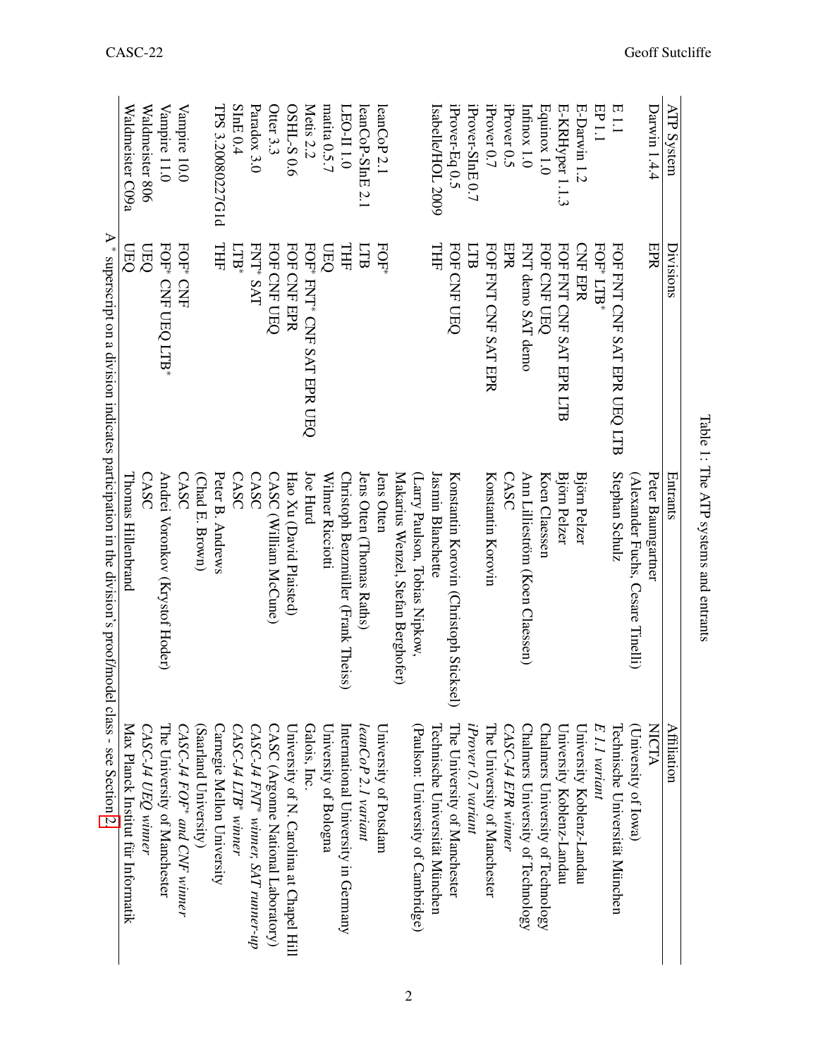Table 1: The ATP systems and entrants

| ATP System | Divisions | Entrants | Affiliation |
|---|---|---|---|
| Darwin 1.4.4 | EPR | Peter Baumgartner (Alexander Fuchs, Cesare Tinelli) | NICTA (University of Iowa) |
| E 1.1 | FOF FNT CNF SAT EPR UEQ LTB | Stephan Schulz | Technische Universität München |
| EP 1.1 | FOF* LTB* | | *E 1.1 variant* |
| E-Darwin 1.2 | CNF EPR | Björn Pelzer | University Koblenz-Landau |
| E-KRHyper 1.1.3 | FOF FNT CNF SAT EPR LTB | Björn Pelzer | University Koblenz-Landau |
| Equinox 1.0 | FOF CNF UEQ | Koen Claessen | Chalmers University of Technology |
| Infinox 1.0 | FNT demo SAT demo | Ann Lillieström (Koen Claessen) | Chalmers University of Technology |
| iProver 0.5 | EPR | CASC | *CASC-J4 EPR winner* |
| iProver 0.7 | FOF FNT CNF SAT EPR | Konstantin Korovin | The University of Manchester |
| iProver-SInE 0.7 | LTB | | *iProver 0.7 variant* |
| iProver-Eq 0.5 | FOF CNF UEQ | Konstantin Korovin (Christoph Sticksel) | The University of Manchester |
| Isabelle/HOL 2009 | THF | Jasmin Blanchette (Larry Paulson, Tobias Nipkow, Makarius Wenzel, Stefan Berghofer) | Technische Universität München (Paulson: University of Cambridge) |
| leanCoP 2.1 | FOF* | Jens Otten | University of Potsdam |
| leanCoP-SInE 2.1 | LTB | Jens Otten (Thomas Raths) | *leanCoP 2.1 variant* |
| LEO-II 1.0 | THF | Christoph Benzmüller (Frank Theiss) | International University in Germany |
| matita 0.5.7 | UEQ | Wilmer Ricciotti | University of Bologna |
| Metis 2.2 | FOF* FNT* CNF SAT EPR UEQ | Joe Hurd | Galois, Inc. |
| OSHL-S 0.6 | FOF CNF EPR | Hao Xu (David Plaisted) | University of N. Carolina at Chapel Hill |
| Otter 3.3 | FOF CNF UEQ | CASC (William McCune) | CASC (Argonne National Laboratory) |
| Paradox 3.0 | FNT* SAT | CASC | *CASC-J4 FNT* winner, SAT runner-up* |
| SInE 0.4 | LTB* | CASC | *CASC-J4 LTB* winner* |
| TPS 3.20080227G1d | THF | Peter B. Andrews (Chad E. Brown) | Carnegie Mellon University (Saarland University) |
| Vampire 10.0 | FOF* CNF | CASC | *CASC-J4 FOF* and CNF winner* |
| Vampire 11.0 | FOF* CNF UEQ LTB* | Andrei Voronkov (Krystof Hoder) | The University of Manchester |
| Waldmeister 806 | UEQ | CASC | *CASC-J4 UEQ winner* |
| Waldmeister C09a | UEQ | Thomas Hillenbrand | Max Planck Institut für Informatik |

A * superscript on a division indicates participation in the division's proof/model class - see Section 2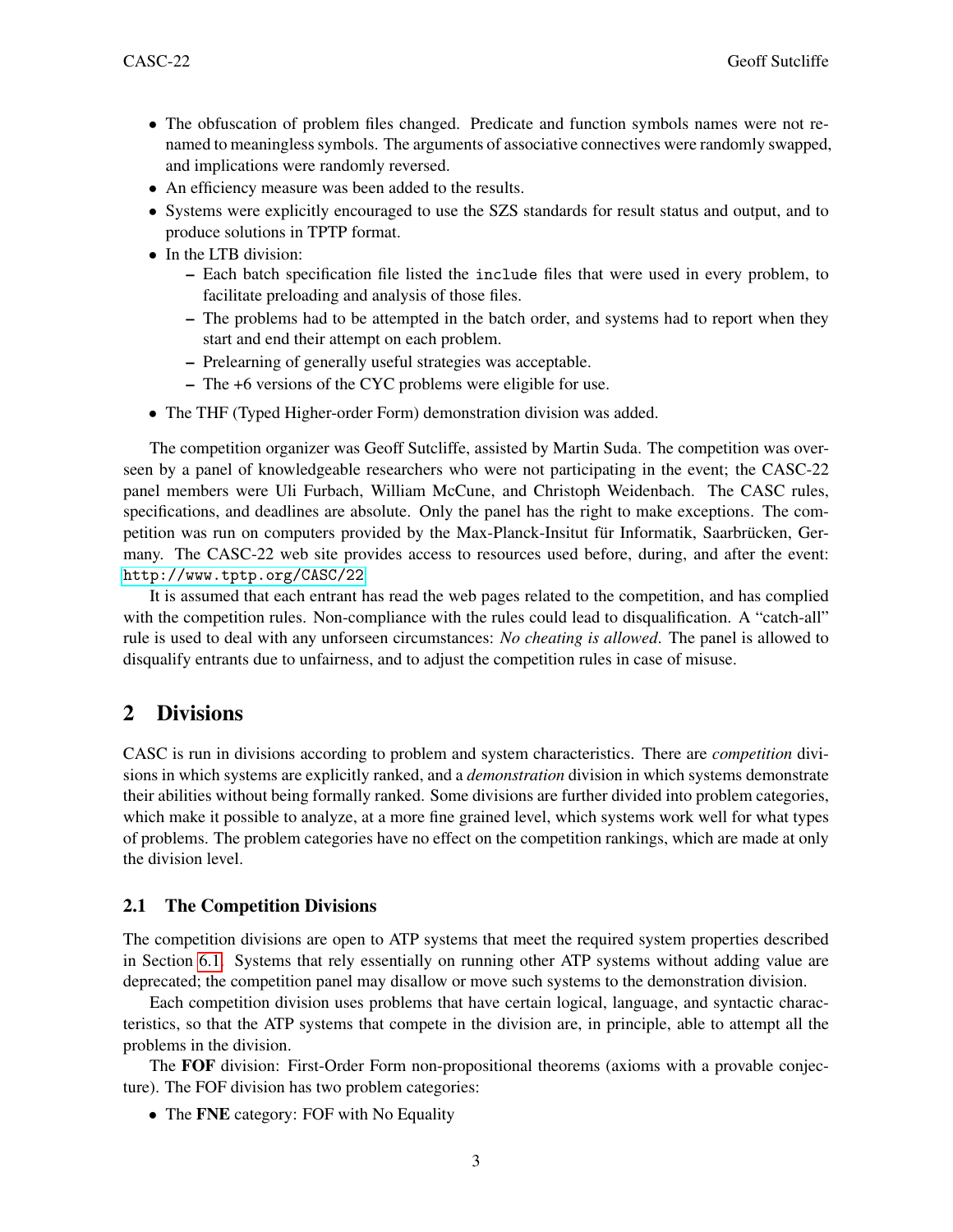- The obfuscation of problem files changed. Predicate and function symbols names were not renamed to meaningless symbols. The arguments of associative connectives were randomly swapped, and implications were randomly reversed.
- An efficiency measure was been added to the results.
- Systems were explicitly encouraged to use the SZS standards for result status and output, and to produce solutions in TPTP format.
- In the LTB division:
  - Each batch specification file listed the `include` files that were used in every problem, to facilitate preloading and analysis of those files.
  - The problems had to be attempted in the batch order, and systems had to report when they start and end their attempt on each problem.
  - Prelearning of generally useful strategies was acceptable.
  - The +6 versions of the CYC problems were eligible for use.
- The THF (Typed Higher-order Form) demonstration division was added.

The competition organizer was Geoff Sutcliffe, assisted by Martin Suda. The competition was overseen by a panel of knowledgeable researchers who were not participating in the event; the CASC-22 panel members were Uli Furbach, William McCune, and Christoph Weidenbach. The CASC rules, specifications, and deadlines are absolute. Only the panel has the right to make exceptions. The competition was run on computers provided by the Max-Planck-Insitut für Informatik, Saarbrücken, Germany. The CASC-22 web site provides access to resources used before, during, and after the event: http://www.tptp.org/CASC/22

It is assumed that each entrant has read the web pages related to the competition, and has complied with the competition rules. Non-compliance with the rules could lead to disqualification. A "catch-all" rule is used to deal with any unforseen circumstances: *No cheating is allowed*. The panel is allowed to disqualify entrants due to unfairness, and to adjust the competition rules in case of misuse.

## 2 Divisions

CASC is run in divisions according to problem and system characteristics. There are *competition* divisions in which systems are explicitly ranked, and a *demonstration* division in which systems demonstrate their abilities without being formally ranked. Some divisions are further divided into problem categories, which make it possible to analyze, at a more fine grained level, which systems work well for what types of problems. The problem categories have no effect on the competition rankings, which are made at only the division level.

### 2.1 The Competition Divisions

The competition divisions are open to ATP systems that meet the required system properties described in Section 6.1. Systems that rely essentially on running other ATP systems without adding value are deprecated; the competition panel may disallow or move such systems to the demonstration division.

Each competition division uses problems that have certain logical, language, and syntactic characteristics, so that the ATP systems that compete in the division are, in principle, able to attempt all the problems in the division.

The **FOF** division: First-Order Form non-propositional theorems (axioms with a provable conjecture). The FOF division has two problem categories:

- The **FNE** category: FOF with No Equality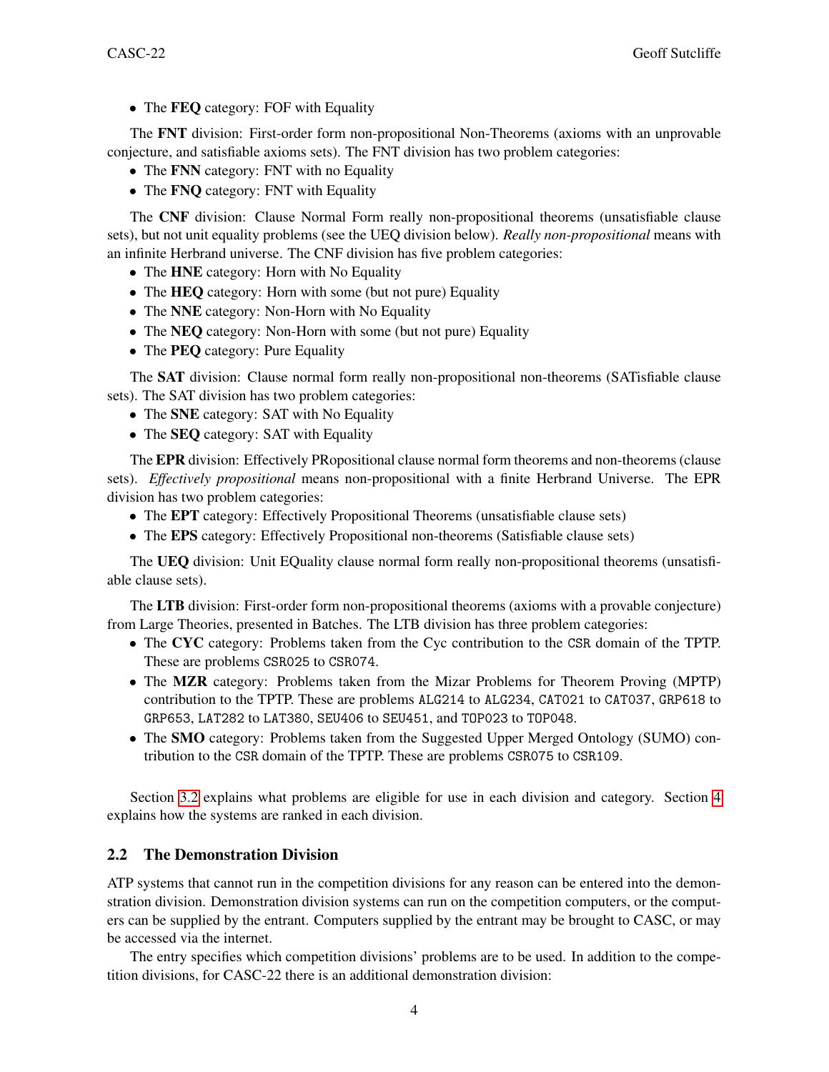- The **FEQ** category: FOF with Equality

The **FNT** division: First-order form non-propositional Non-Theorems (axioms with an unprovable conjecture, and satisfiable axioms sets). The FNT division has two problem categories:

- The **FNN** category: FNT with no Equality
- The **FNQ** category: FNT with Equality

The **CNF** division: Clause Normal Form really non-propositional theorems (unsatisfiable clause sets), but not unit equality problems (see the UEQ division below). *Really non-propositional* means with an infinite Herbrand universe. The CNF division has five problem categories:

- The **HNE** category: Horn with No Equality
- The **HEQ** category: Horn with some (but not pure) Equality
- The **NNE** category: Non-Horn with No Equality
- The **NEQ** category: Non-Horn with some (but not pure) Equality
- The **PEQ** category: Pure Equality

The **SAT** division: Clause normal form really non-propositional non-theorems (SATisfiable clause sets). The SAT division has two problem categories:

- The **SNE** category: SAT with No Equality
- The **SEQ** category: SAT with Equality

The **EPR** division: Effectively PRopositional clause normal form theorems and non-theorems (clause sets). *Effectively propositional* means non-propositional with a finite Herbrand Universe. The EPR division has two problem categories:

- The **EPT** category: Effectively Propositional Theorems (unsatisfiable clause sets)
- The **EPS** category: Effectively Propositional non-theorems (Satisfiable clause sets)

The **UEQ** division: Unit EQuality clause normal form really non-propositional theorems (unsatisfiable clause sets).

The **LTB** division: First-order form non-propositional theorems (axioms with a provable conjecture) from Large Theories, presented in Batches. The LTB division has three problem categories:

- The **CYC** category: Problems taken from the Cyc contribution to the `CSR` domain of the TPTP. These are problems `CSR025` to `CSR074`.
- The **MZR** category: Problems taken from the Mizar Problems for Theorem Proving (MPTP) contribution to the TPTP. These are problems `ALG214` to `ALG234`, `CAT021` to `CAT037`, `GRP618` to `GRP653`, `LAT282` to `LAT380`, `SEU406` to `SEU451`, and `TOP023` to `TOP048`.
- The **SMO** category: Problems taken from the Suggested Upper Merged Ontology (SUMO) contribution to the `CSR` domain of the TPTP. These are problems `CSR075` to `CSR109`.

Section 3.2 explains what problems are eligible for use in each division and category. Section 4 explains how the systems are ranked in each division.

## 2.2 The Demonstration Division

ATP systems that cannot run in the competition divisions for any reason can be entered into the demonstration division. Demonstration division systems can run on the competition computers, or the computers can be supplied by the entrant. Computers supplied by the entrant may be brought to CASC, or may be accessed via the internet.

The entry specifies which competition divisions' problems are to be used. In addition to the competition divisions, for CASC-22 there is an additional demonstration division: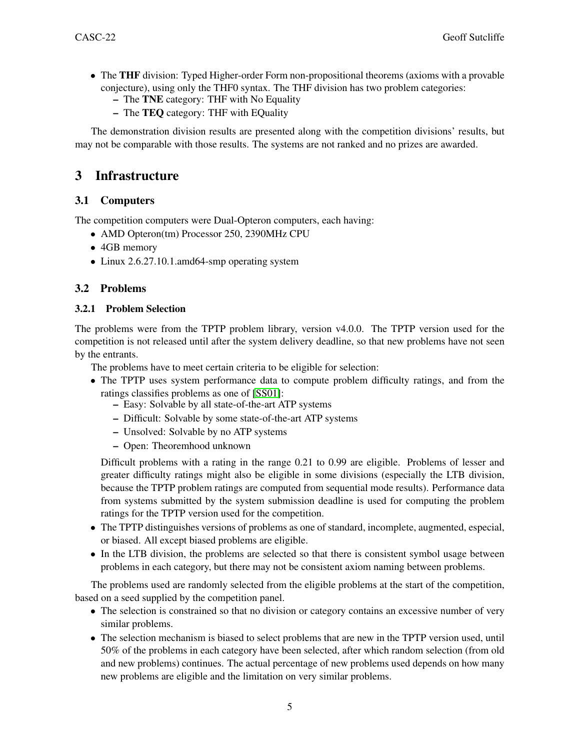- The **THF** division: Typed Higher-order Form non-propositional theorems (axioms with a provable conjecture), using only the THF0 syntax. The THF division has two problem categories:
  - The **TNE** category: THF with No Equality
  - The **TEQ** category: THF with EQuality

The demonstration division results are presented along with the competition divisions' results, but may not be comparable with those results. The systems are not ranked and no prizes are awarded.

# 3 Infrastructure

## 3.1 Computers

The competition computers were Dual-Opteron computers, each having:

- AMD Opteron(tm) Processor 250, 2390MHz CPU
- 4GB memory
- Linux 2.6.27.10.1.amd64-smp operating system

## 3.2 Problems

### 3.2.1 Problem Selection

The problems were from the TPTP problem library, version v4.0.0. The TPTP version used for the competition is not released until after the system delivery deadline, so that new problems have not seen by the entrants.

The problems have to meet certain criteria to be eligible for selection:

- The TPTP uses system performance data to compute problem difficulty ratings, and from the ratings classifies problems as one of [SS01]:
  - Easy: Solvable by all state-of-the-art ATP systems
  - Difficult: Solvable by some state-of-the-art ATP systems
  - Unsolved: Solvable by no ATP systems
  - Open: Theoremhood unknown

  Difficult problems with a rating in the range 0.21 to 0.99 are eligible. Problems of lesser and greater difficulty ratings might also be eligible in some divisions (especially the LTB division, because the TPTP problem ratings are computed from sequential mode results). Performance data from systems submitted by the system submission deadline is used for computing the problem ratings for the TPTP version used for the competition.
- The TPTP distinguishes versions of problems as one of standard, incomplete, augmented, especial, or biased. All except biased problems are eligible.
- In the LTB division, the problems are selected so that there is consistent symbol usage between problems in each category, but there may not be consistent axiom naming between problems.

The problems used are randomly selected from the eligible problems at the start of the competition, based on a seed supplied by the competition panel.

- The selection is constrained so that no division or category contains an excessive number of very similar problems.
- The selection mechanism is biased to select problems that are new in the TPTP version used, until 50% of the problems in each category have been selected, after which random selection (from old and new problems) continues. The actual percentage of new problems used depends on how many new problems are eligible and the limitation on very similar problems.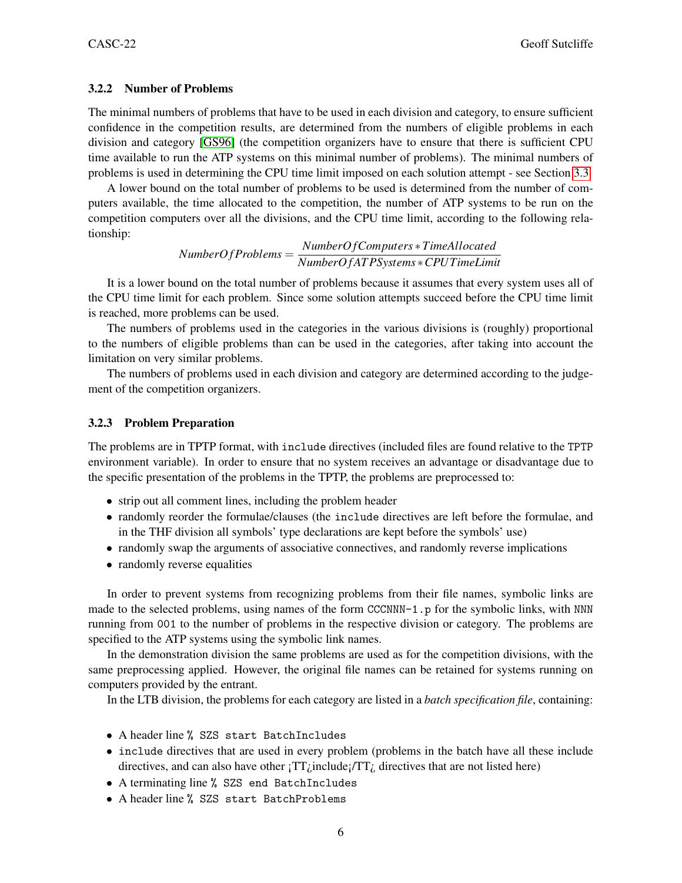### 3.2.2 Number of Problems

The minimal numbers of problems that have to be used in each division and category, to ensure sufficient confidence in the competition results, are determined from the numbers of eligible problems in each division and category [GS96] (the competition organizers have to ensure that there is sufficient CPU time available to run the ATP systems on this minimal number of problems). The minimal numbers of problems is used in determining the CPU time limit imposed on each solution attempt - see Section 3.3.

A lower bound on the total number of problems to be used is determined from the number of computers available, the time allocated to the competition, the number of ATP systems to be run on the competition computers over all the divisions, and the CPU time limit, according to the following relationship:

$$NumberOfProblems = \frac{NumberOfComputers * TimeAllocated}{NumberOfATPSystems * CPUTimeLimit}$$

It is a lower bound on the total number of problems because it assumes that every system uses all of the CPU time limit for each problem. Since some solution attempts succeed before the CPU time limit is reached, more problems can be used.

The numbers of problems used in the categories in the various divisions is (roughly) proportional to the numbers of eligible problems than can be used in the categories, after taking into account the limitation on very similar problems.

The numbers of problems used in each division and category are determined according to the judgement of the competition organizers.

### 3.2.3 Problem Preparation

The problems are in TPTP format, with `include` directives (included files are found relative to the `TPTP` environment variable). In order to ensure that no system receives an advantage or disadvantage due to the specific presentation of the problems in the TPTP, the problems are preprocessed to:

- strip out all comment lines, including the problem header
- randomly reorder the formulae/clauses (the `include` directives are left before the formulae, and in the THF division all symbols' type declarations are kept before the symbols' use)
- randomly swap the arguments of associative connectives, and randomly reverse implications
- randomly reverse equalities

In order to prevent systems from recognizing problems from their file names, symbolic links are made to the selected problems, using names of the form `CCCNNN-1.p` for the symbolic links, with `NNN` running from `001` to the number of problems in the respective division or category. The problems are specified to the ATP systems using the symbolic link names.

In the demonstration division the same problems are used as for the competition divisions, with the same preprocessing applied. However, the original file names can be retained for systems running on computers provided by the entrant.

In the LTB division, the problems for each category are listed in a *batch specification file*, containing:

- A header line `% SZS start BatchIncludes`
- `include` directives that are used in every problem (problems in the batch have all these include directives, and can also have other ¡TT¿include¡/TT¿ directives that are not listed here)
- A terminating line `% SZS end BatchIncludes`
- A header line `% SZS start BatchProblems`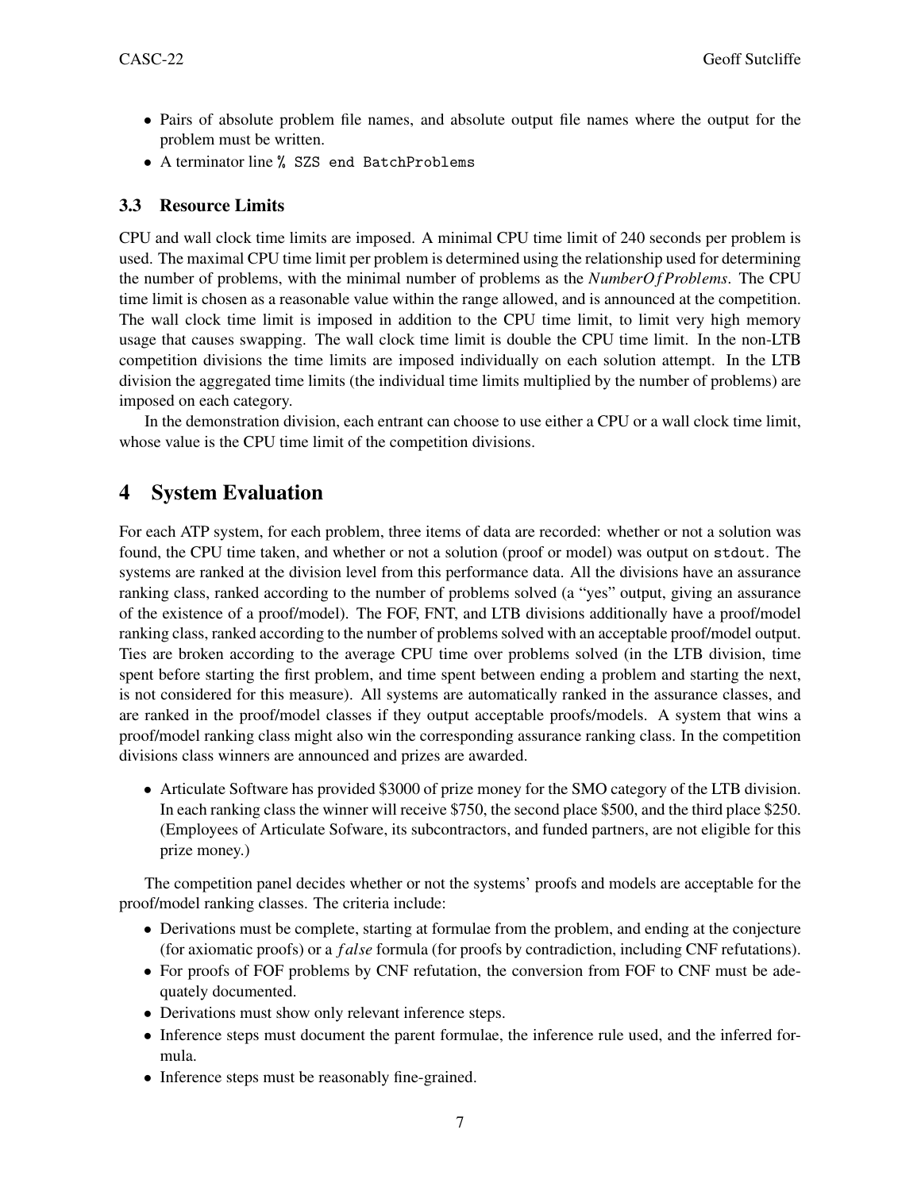- Pairs of absolute problem file names, and absolute output file names where the output for the problem must be written.
- A terminator line `% SZS end BatchProblems`

### 3.3 Resource Limits

CPU and wall clock time limits are imposed. A minimal CPU time limit of 240 seconds per problem is used. The maximal CPU time limit per problem is determined using the relationship used for determining the number of problems, with the minimal number of problems as the *NumberOfProblems*. The CPU time limit is chosen as a reasonable value within the range allowed, and is announced at the competition. The wall clock time limit is imposed in addition to the CPU time limit, to limit very high memory usage that causes swapping. The wall clock time limit is double the CPU time limit. In the non-LTB competition divisions the time limits are imposed individually on each solution attempt. In the LTB division the aggregated time limits (the individual time limits multiplied by the number of problems) are imposed on each category.

In the demonstration division, each entrant can choose to use either a CPU or a wall clock time limit, whose value is the CPU time limit of the competition divisions.

## 4 System Evaluation

For each ATP system, for each problem, three items of data are recorded: whether or not a solution was found, the CPU time taken, and whether or not a solution (proof or model) was output on `stdout`. The systems are ranked at the division level from this performance data. All the divisions have an assurance ranking class, ranked according to the number of problems solved (a "yes" output, giving an assurance of the existence of a proof/model). The FOF, FNT, and LTB divisions additionally have a proof/model ranking class, ranked according to the number of problems solved with an acceptable proof/model output. Ties are broken according to the average CPU time over problems solved (in the LTB division, time spent before starting the first problem, and time spent between ending a problem and starting the next, is not considered for this measure). All systems are automatically ranked in the assurance classes, and are ranked in the proof/model classes if they output acceptable proofs/models. A system that wins a proof/model ranking class might also win the corresponding assurance ranking class. In the competition divisions class winners are announced and prizes are awarded.

- Articulate Software has provided \$3000 of prize money for the SMO category of the LTB division. In each ranking class the winner will receive \$750, the second place \$500, and the third place \$250. (Employees of Articulate Sofware, its subcontractors, and funded partners, are not eligible for this prize money.)

The competition panel decides whether or not the systems' proofs and models are acceptable for the proof/model ranking classes. The criteria include:

- Derivations must be complete, starting at formulae from the problem, and ending at the conjecture (for axiomatic proofs) or a *false* formula (for proofs by contradiction, including CNF refutations).
- For proofs of FOF problems by CNF refutation, the conversion from FOF to CNF must be adequately documented.
- Derivations must show only relevant inference steps.
- Inference steps must document the parent formulae, the inference rule used, and the inferred formula.
- Inference steps must be reasonably fine-grained.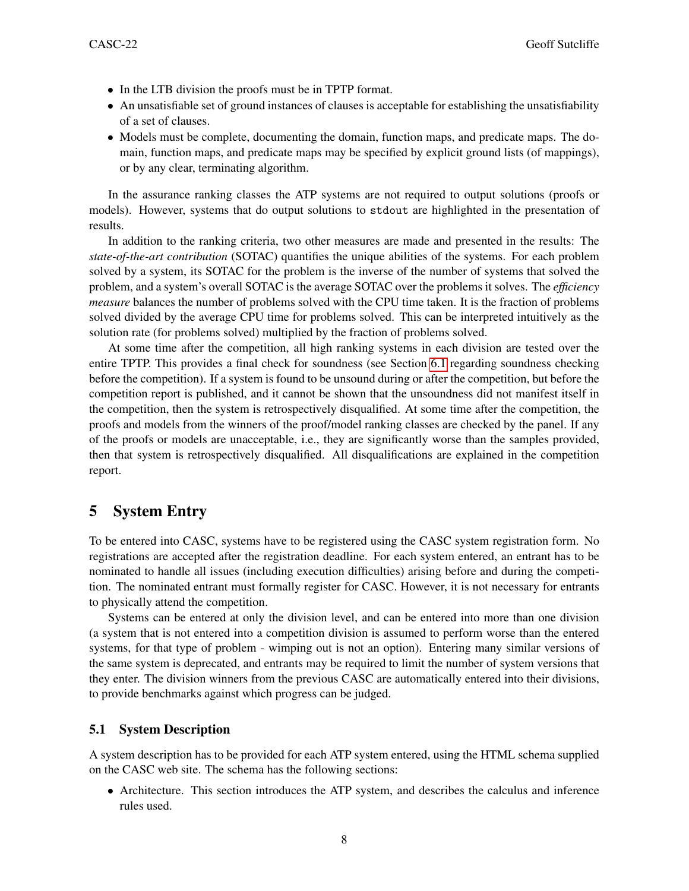- In the LTB division the proofs must be in TPTP format.
- An unsatisfiable set of ground instances of clauses is acceptable for establishing the unsatisfiability of a set of clauses.
- Models must be complete, documenting the domain, function maps, and predicate maps. The domain, function maps, and predicate maps may be specified by explicit ground lists (of mappings), or by any clear, terminating algorithm.

In the assurance ranking classes the ATP systems are not required to output solutions (proofs or models). However, systems that do output solutions to `stdout` are highlighted in the presentation of results.

In addition to the ranking criteria, two other measures are made and presented in the results: The *state-of-the-art contribution* (SOTAC) quantifies the unique abilities of the systems. For each problem solved by a system, its SOTAC for the problem is the inverse of the number of systems that solved the problem, and a system's overall SOTAC is the average SOTAC over the problems it solves. The *efficiency measure* balances the number of problems solved with the CPU time taken. It is the fraction of problems solved divided by the average CPU time for problems solved. This can be interpreted intuitively as the solution rate (for problems solved) multiplied by the fraction of problems solved.

At some time after the competition, all high ranking systems in each division are tested over the entire TPTP. This provides a final check for soundness (see Section 6.1 regarding soundness checking before the competition). If a system is found to be unsound during or after the competition, but before the competition report is published, and it cannot be shown that the unsoundness did not manifest itself in the competition, then the system is retrospectively disqualified. At some time after the competition, the proofs and models from the winners of the proof/model ranking classes are checked by the panel. If any of the proofs or models are unacceptable, i.e., they are significantly worse than the samples provided, then that system is retrospectively disqualified. All disqualifications are explained in the competition report.

# 5 System Entry

To be entered into CASC, systems have to be registered using the CASC system registration form. No registrations are accepted after the registration deadline. For each system entered, an entrant has to be nominated to handle all issues (including execution difficulties) arising before and during the competition. The nominated entrant must formally register for CASC. However, it is not necessary for entrants to physically attend the competition.

Systems can be entered at only the division level, and can be entered into more than one division (a system that is not entered into a competition division is assumed to perform worse than the entered systems, for that type of problem - wimping out is not an option). Entering many similar versions of the same system is deprecated, and entrants may be required to limit the number of system versions that they enter. The division winners from the previous CASC are automatically entered into their divisions, to provide benchmarks against which progress can be judged.

## 5.1 System Description

A system description has to be provided for each ATP system entered, using the HTML schema supplied on the CASC web site. The schema has the following sections:

- Architecture. This section introduces the ATP system, and describes the calculus and inference rules used.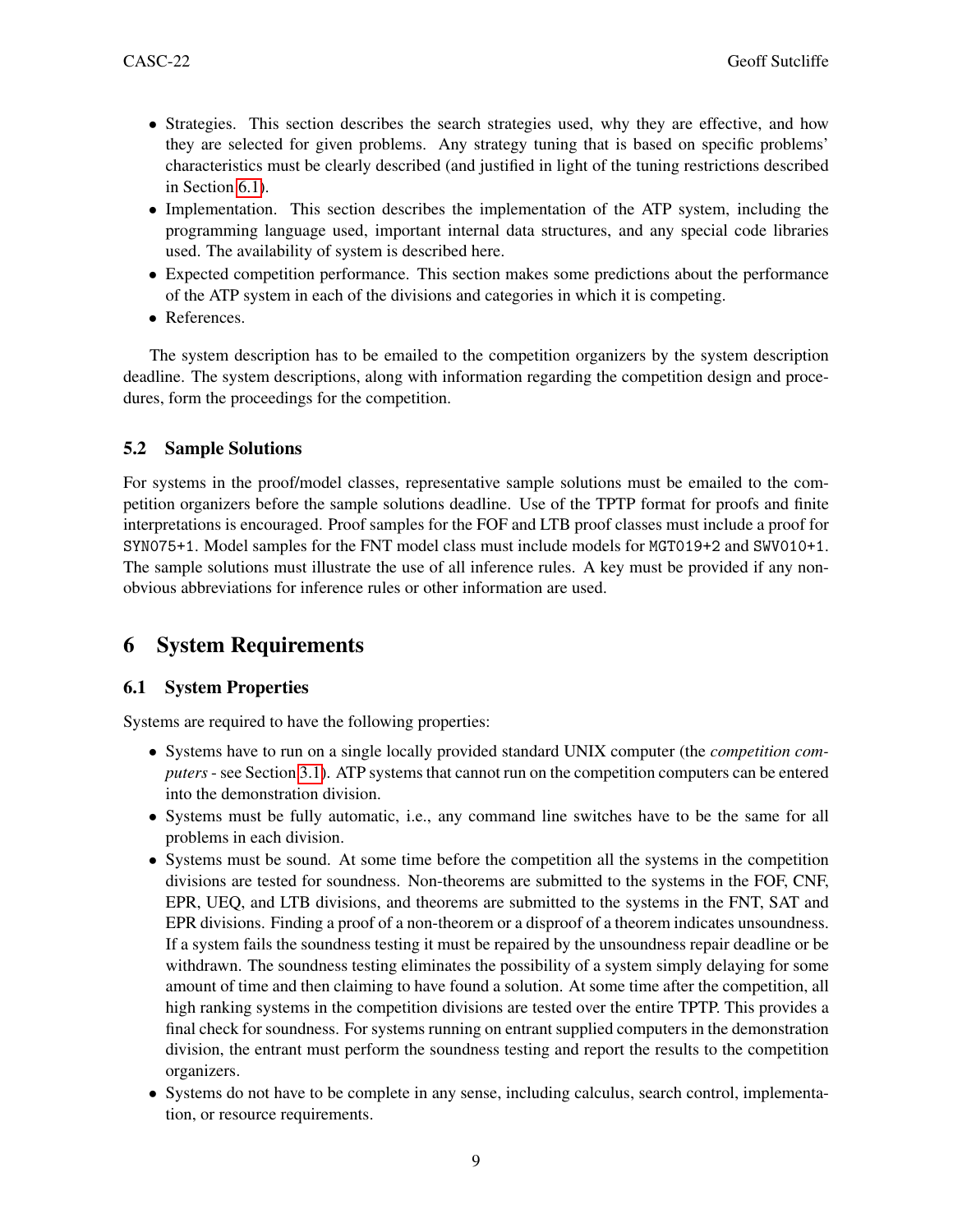- Strategies. This section describes the search strategies used, why they are effective, and how they are selected for given problems. Any strategy tuning that is based on specific problems' characteristics must be clearly described (and justified in light of the tuning restrictions described in Section 6.1).
- Implementation. This section describes the implementation of the ATP system, including the programming language used, important internal data structures, and any special code libraries used. The availability of system is described here.
- Expected competition performance. This section makes some predictions about the performance of the ATP system in each of the divisions and categories in which it is competing.
- References.

The system description has to be emailed to the competition organizers by the system description deadline. The system descriptions, along with information regarding the competition design and procedures, form the proceedings for the competition.

### 5.2 Sample Solutions

For systems in the proof/model classes, representative sample solutions must be emailed to the competition organizers before the sample solutions deadline. Use of the TPTP format for proofs and finite interpretations is encouraged. Proof samples for the FOF and LTB proof classes must include a proof for `SYN075+1`. Model samples for the FNT model class must include models for `MGT019+2` and `SWV010+1`. The sample solutions must illustrate the use of all inference rules. A key must be provided if any non-obvious abbreviations for inference rules or other information are used.

## 6 System Requirements

### 6.1 System Properties

Systems are required to have the following properties:

- Systems have to run on a single locally provided standard UNIX computer (the *competition computers* - see Section 3.1). ATP systems that cannot run on the competition computers can be entered into the demonstration division.
- Systems must be fully automatic, i.e., any command line switches have to be the same for all problems in each division.
- Systems must be sound. At some time before the competition all the systems in the competition divisions are tested for soundness. Non-theorems are submitted to the systems in the FOF, CNF, EPR, UEQ, and LTB divisions, and theorems are submitted to the systems in the FNT, SAT and EPR divisions. Finding a proof of a non-theorem or a disproof of a theorem indicates unsoundness. If a system fails the soundness testing it must be repaired by the unsoundness repair deadline or be withdrawn. The soundness testing eliminates the possibility of a system simply delaying for some amount of time and then claiming to have found a solution. At some time after the competition, all high ranking systems in the competition divisions are tested over the entire TPTP. This provides a final check for soundness. For systems running on entrant supplied computers in the demonstration division, the entrant must perform the soundness testing and report the results to the competition organizers.
- Systems do not have to be complete in any sense, including calculus, search control, implementation, or resource requirements.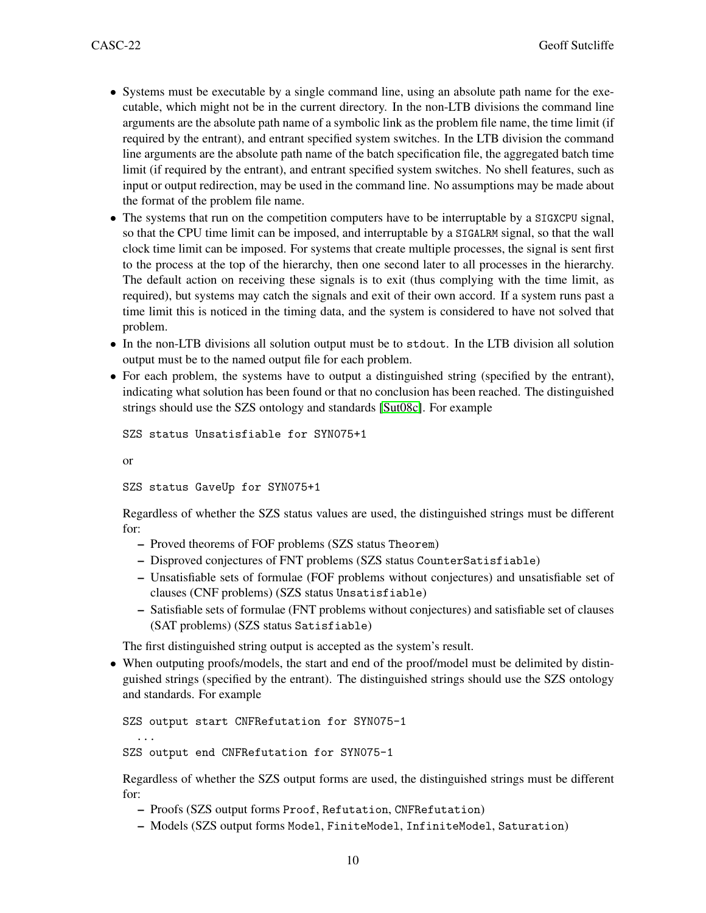- Systems must be executable by a single command line, using an absolute path name for the executable, which might not be in the current directory. In the non-LTB divisions the command line arguments are the absolute path name of a symbolic link as the problem file name, the time limit (if required by the entrant), and entrant specified system switches. In the LTB division the command line arguments are the absolute path name of the batch specification file, the aggregated batch time limit (if required by the entrant), and entrant specified system switches. No shell features, such as input or output redirection, may be used in the command line. No assumptions may be made about the format of the problem file name.
- The systems that run on the competition computers have to be interruptable by a `SIGXCPU` signal, so that the CPU time limit can be imposed, and interruptable by a `SIGALRM` signal, so that the wall clock time limit can be imposed. For systems that create multiple processes, the signal is sent first to the process at the top of the hierarchy, then one second later to all processes in the hierarchy. The default action on receiving these signals is to exit (thus complying with the time limit, as required), but systems may catch the signals and exit of their own accord. If a system runs past a time limit this is noticed in the timing data, and the system is considered to have not solved that problem.
- In the non-LTB divisions all solution output must be to `stdout`. In the LTB division all solution output must be to the named output file for each problem.
- For each problem, the systems have to output a distinguished string (specified by the entrant), indicating what solution has been found or that no conclusion has been reached. The distinguished strings should use the SZS ontology and standards [Sut08c]. For example

  ```
  SZS status Unsatisfiable for SYN075+1
  ```

  or

  ```
  SZS status GaveUp for SYN075+1
  ```

  Regardless of whether the SZS status values are used, the distinguished strings must be different for:
  - Proved theorems of FOF problems (SZS status `Theorem`)
  - Disproved conjectures of FNT problems (SZS status `CounterSatisfiable`)
  - Unsatisfiable sets of formulae (FOF problems without conjectures) and unsatisfiable set of clauses (CNF problems) (SZS status `Unsatisfiable`)
  - Satisfiable sets of formulae (FNT problems without conjectures) and satisfiable set of clauses (SAT problems) (SZS status `Satisfiable`)

  The first distinguished string output is accepted as the system's result.
- When outputing proofs/models, the start and end of the proof/model must be delimited by distinguished strings (specified by the entrant). The distinguished strings should use the SZS ontology and standards. For example

  ```
  SZS output start CNFRefutation for SYN075-1
     ...
  SZS output end CNFRefutation for SYN075-1
  ```

  Regardless of whether the SZS output forms are used, the distinguished strings must be different for:
  - Proofs (SZS output forms `Proof`, `Refutation`, `CNFRefutation`)
  - Models (SZS output forms `Model`, `FiniteModel`, `InfiniteModel`, `Saturation`)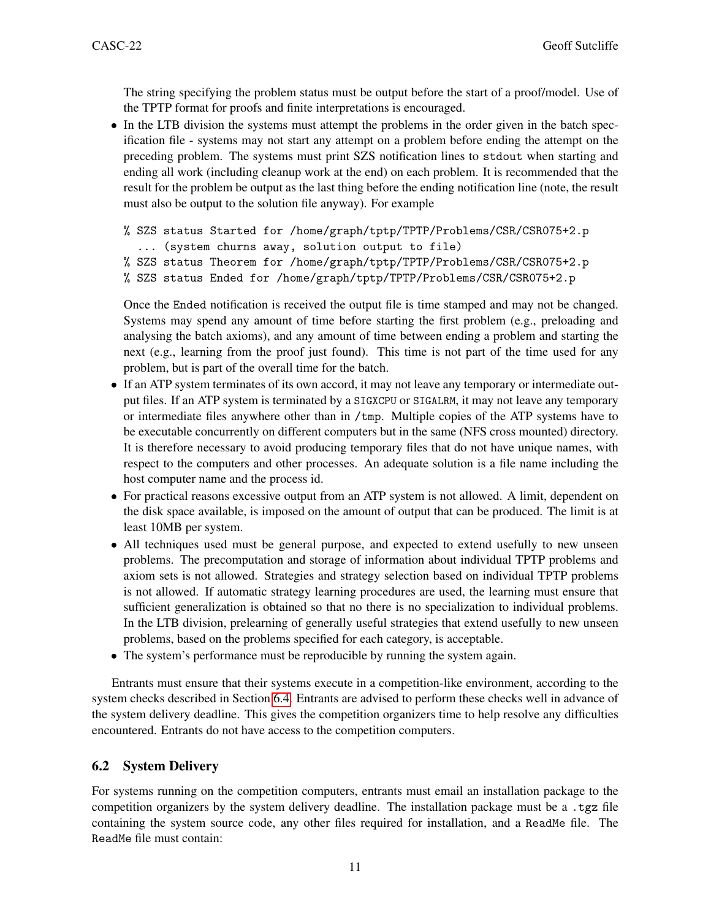The string specifying the problem status must be output before the start of a proof/model. Use of the TPTP format for proofs and finite interpretations is encouraged.

- In the LTB division the systems must attempt the problems in the order given in the batch specification file - systems may not start any attempt on a problem before ending the attempt on the preceding problem. The systems must print SZS notification lines to `stdout` when starting and ending all work (including cleanup work at the end) on each problem. It is recommended that the result for the problem be output as the last thing before the ending notification line (note, the result must also be output to the solution file anyway). For example

```
% SZS status Started for /home/graph/tptp/TPTP/Problems/CSR/CSR075+2.p
  ... (system churns away, solution output to file)
% SZS status Theorem for /home/graph/tptp/TPTP/Problems/CSR/CSR075+2.p
% SZS status Ended for /home/graph/tptp/TPTP/Problems/CSR/CSR075+2.p
```

  Once the `Ended` notification is received the output file is time stamped and may not be changed. Systems may spend any amount of time before starting the first problem (e.g., preloading and analysing the batch axioms), and any amount of time between ending a problem and starting the next (e.g., learning from the proof just found). This time is not part of the time used for any problem, but is part of the overall time for the batch.

- If an ATP system terminates of its own accord, it may not leave any temporary or intermediate output files. If an ATP system is terminated by a `SIGXCPU` or `SIGALRM`, it may not leave any temporary or intermediate files anywhere other than in `/tmp`. Multiple copies of the ATP systems have to be executable concurrently on different computers but in the same (NFS cross mounted) directory. It is therefore necessary to avoid producing temporary files that do not have unique names, with respect to the computers and other processes. An adequate solution is a file name including the host computer name and the process id.
- For practical reasons excessive output from an ATP system is not allowed. A limit, dependent on the disk space available, is imposed on the amount of output that can be produced. The limit is at least 10MB per system.
- All techniques used must be general purpose, and expected to extend usefully to new unseen problems. The precomputation and storage of information about individual TPTP problems and axiom sets is not allowed. Strategies and strategy selection based on individual TPTP problems is not allowed. If automatic strategy learning procedures are used, the learning must ensure that sufficient generalization is obtained so that no there is no specialization to individual problems. In the LTB division, prelearning of generally useful strategies that extend usefully to new unseen problems, based on the problems specified for each category, is acceptable.
- The system's performance must be reproducible by running the system again.

Entrants must ensure that their systems execute in a competition-like environment, according to the system checks described in Section 6.4. Entrants are advised to perform these checks well in advance of the system delivery deadline. This gives the competition organizers time to help resolve any difficulties encountered. Entrants do not have access to the competition computers.

## 6.2 System Delivery

For systems running on the competition computers, entrants must email an installation package to the competition organizers by the system delivery deadline. The installation package must be a `.tgz` file containing the system source code, any other files required for installation, and a `ReadMe` file. The `ReadMe` file must contain: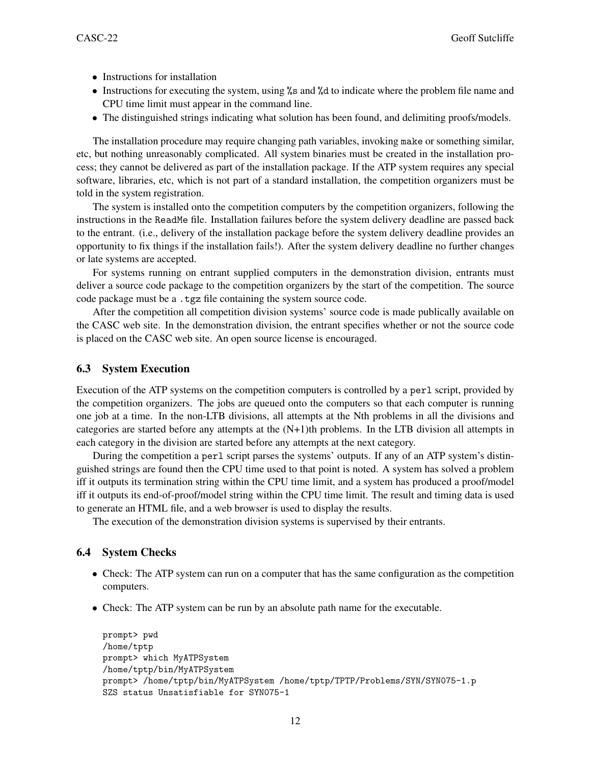- Instructions for installation
- Instructions for executing the system, using `%s` and `%d` to indicate where the problem file name and CPU time limit must appear in the command line.
- The distinguished strings indicating what solution has been found, and delimiting proofs/models.

The installation procedure may require changing path variables, invoking `make` or something similar, etc, but nothing unreasonably complicated. All system binaries must be created in the installation process; they cannot be delivered as part of the installation package. If the ATP system requires any special software, libraries, etc, which is not part of a standard installation, the competition organizers must be told in the system registration.

The system is installed onto the competition computers by the competition organizers, following the instructions in the `ReadMe` file. Installation failures before the system delivery deadline are passed back to the entrant. (i.e., delivery of the installation package before the system delivery deadline provides an opportunity to fix things if the installation fails!). After the system delivery deadline no further changes or late systems are accepted.

For systems running on entrant supplied computers in the demonstration division, entrants must deliver a source code package to the competition organizers by the start of the competition. The source code package must be a `.tgz` file containing the system source code.

After the competition all competition division systems' source code is made publically available on the CASC web site. In the demonstration division, the entrant specifies whether or not the source code is placed on the CASC web site. An open source license is encouraged.

### 6.3 System Execution

Execution of the ATP systems on the competition computers is controlled by a `perl` script, provided by the competition organizers. The jobs are queued onto the computers so that each computer is running one job at a time. In the non-LTB divisions, all attempts at the Nth problems in all the divisions and categories are started before any attempts at the (N+1)th problems. In the LTB division all attempts in each category in the division are started before any attempts at the next category.

During the competition a `perl` script parses the systems' outputs. If any of an ATP system's distinguished strings are found then the CPU time used to that point is noted. A system has solved a problem iff it outputs its termination string within the CPU time limit, and a system has produced a proof/model iff it outputs its end-of-proof/model string within the CPU time limit. The result and timing data is used to generate an HTML file, and a web browser is used to display the results.

The execution of the demonstration division systems is supervised by their entrants.

### 6.4 System Checks

- Check: The ATP system can run on a computer that has the same configuration as the competition computers.
- Check: The ATP system can be run by an absolute path name for the executable.

```
prompt> pwd
/home/tptp
prompt> which MyATPSystem
/home/tptp/bin/MyATPSystem
prompt> /home/tptp/bin/MyATPSystem /home/tptp/TPTP/Problems/SYN/SYN075-1.p
SZS status Unsatisfiable for SYN075-1
```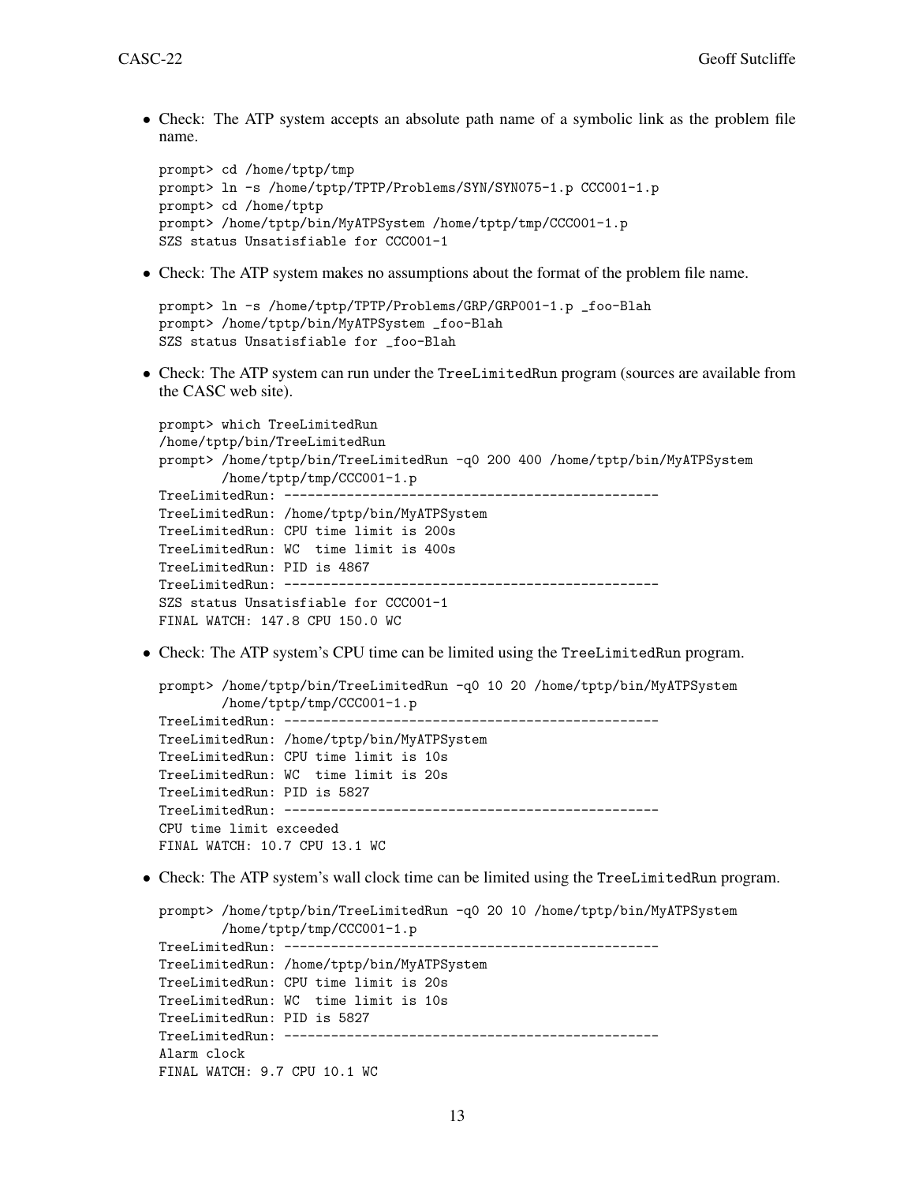- Check: The ATP system accepts an absolute path name of a symbolic link as the problem file name.

```
prompt> cd /home/tptp/tmp
prompt> ln -s /home/tptp/TPTP/Problems/SYN/SYN075-1.p CCC001-1.p
prompt> cd /home/tptp
prompt> /home/tptp/bin/MyATPSystem /home/tptp/tmp/CCC001-1.p
SZS status Unsatisfiable for CCC001-1
```

- Check: The ATP system makes no assumptions about the format of the problem file name.

```
prompt> ln -s /home/tptp/TPTP/Problems/GRP/GRP001-1.p _foo-Blah
prompt> /home/tptp/bin/MyATPSystem _foo-Blah
SZS status Unsatisfiable for _foo-Blah
```

- Check: The ATP system can run under the TreeLimitedRun program (sources are available from the CASC web site).

```
prompt> which TreeLimitedRun
/home/tptp/bin/TreeLimitedRun
prompt> /home/tptp/bin/TreeLimitedRun -q0 200 400 /home/tptp/bin/MyATPSystem
        /home/tptp/tmp/CCC001-1.p
TreeLimitedRun: ------------------------------------------------
TreeLimitedRun: /home/tptp/bin/MyATPSystem
TreeLimitedRun: CPU time limit is 200s
TreeLimitedRun: WC  time limit is 400s
TreeLimitedRun: PID is 4867
TreeLimitedRun: ------------------------------------------------
SZS status Unsatisfiable for CCC001-1
FINAL WATCH: 147.8 CPU 150.0 WC
```

- Check: The ATP system's CPU time can be limited using the TreeLimitedRun program.

```
prompt> /home/tptp/bin/TreeLimitedRun -q0 10 20 /home/tptp/bin/MyATPSystem
        /home/tptp/tmp/CCC001-1.p
TreeLimitedRun: ------------------------------------------------
TreeLimitedRun: /home/tptp/bin/MyATPSystem
TreeLimitedRun: CPU time limit is 10s
TreeLimitedRun: WC  time limit is 20s
TreeLimitedRun: PID is 5827
TreeLimitedRun: ------------------------------------------------
CPU time limit exceeded
FINAL WATCH: 10.7 CPU 13.1 WC
```

- Check: The ATP system's wall clock time can be limited using the TreeLimitedRun program.

```
prompt> /home/tptp/bin/TreeLimitedRun -q0 20 10 /home/tptp/bin/MyATPSystem
        /home/tptp/tmp/CCC001-1.p
TreeLimitedRun: ------------------------------------------------
TreeLimitedRun: /home/tptp/bin/MyATPSystem
TreeLimitedRun: CPU time limit is 20s
TreeLimitedRun: WC  time limit is 10s
TreeLimitedRun: PID is 5827
TreeLimitedRun: ------------------------------------------------
Alarm clock
FINAL WATCH: 9.7 CPU 10.1 WC
```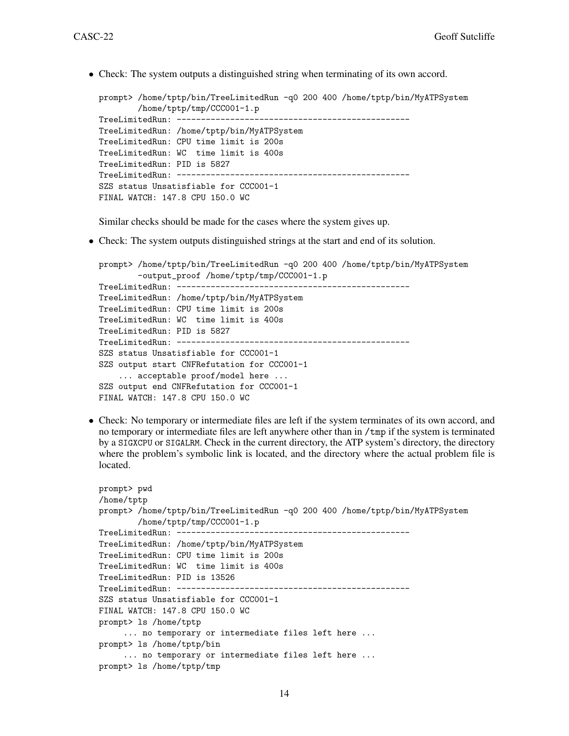- Check: The system outputs a distinguished string when terminating of its own accord.

  ```
  prompt> /home/tptp/bin/TreeLimitedRun -q0 200 400 /home/tptp/bin/MyATPSystem
          /home/tptp/tmp/CCC001-1.p
  TreeLimitedRun: -----------------------------------------------
  TreeLimitedRun: /home/tptp/bin/MyATPSystem
  TreeLimitedRun: CPU time limit is 200s
  TreeLimitedRun: WC  time limit is 400s
  TreeLimitedRun: PID is 5827
  TreeLimitedRun: -----------------------------------------------
  SZS status Unsatisfiable for CCC001-1
  FINAL WATCH: 147.8 CPU 150.0 WC
  ```

  Similar checks should be made for the cases where the system gives up.

- Check: The system outputs distinguished strings at the start and end of its solution.

  ```
  prompt> /home/tptp/bin/TreeLimitedRun -q0 200 400 /home/tptp/bin/MyATPSystem
          -output_proof /home/tptp/tmp/CCC001-1.p
  TreeLimitedRun: -----------------------------------------------
  TreeLimitedRun: /home/tptp/bin/MyATPSystem
  TreeLimitedRun: CPU time limit is 200s
  TreeLimitedRun: WC  time limit is 400s
  TreeLimitedRun: PID is 5827
  TreeLimitedRun: -----------------------------------------------
  SZS status Unsatisfiable for CCC001-1
  SZS output start CNFRefutation for CCC001-1
      ... acceptable proof/model here ...
  SZS output end CNFRefutation for CCC001-1
  FINAL WATCH: 147.8 CPU 150.0 WC
  ```

- Check: No temporary or intermediate files are left if the system terminates of its own accord, and no temporary or intermediate files are left anywhere other than in /tmp if the system is terminated by a SIGXCPU or SIGALRM. Check in the current directory, the ATP system's directory, the directory where the problem's symbolic link is located, and the directory where the actual problem file is located.

  ```
  prompt> pwd
  /home/tptp
  prompt> /home/tptp/bin/TreeLimitedRun -q0 200 400 /home/tptp/bin/MyATPSystem
          /home/tptp/tmp/CCC001-1.p
  TreeLimitedRun: -----------------------------------------------
  TreeLimitedRun: /home/tptp/bin/MyATPSystem
  TreeLimitedRun: CPU time limit is 200s
  TreeLimitedRun: WC  time limit is 400s
  TreeLimitedRun: PID is 13526
  TreeLimitedRun: -----------------------------------------------
  SZS status Unsatisfiable for CCC001-1
  FINAL WATCH: 147.8 CPU 150.0 WC
  prompt> ls /home/tptp
       ... no temporary or intermediate files left here ...
  prompt> ls /home/tptp/bin
       ... no temporary or intermediate files left here ...
  prompt> ls /home/tptp/tmp
  ```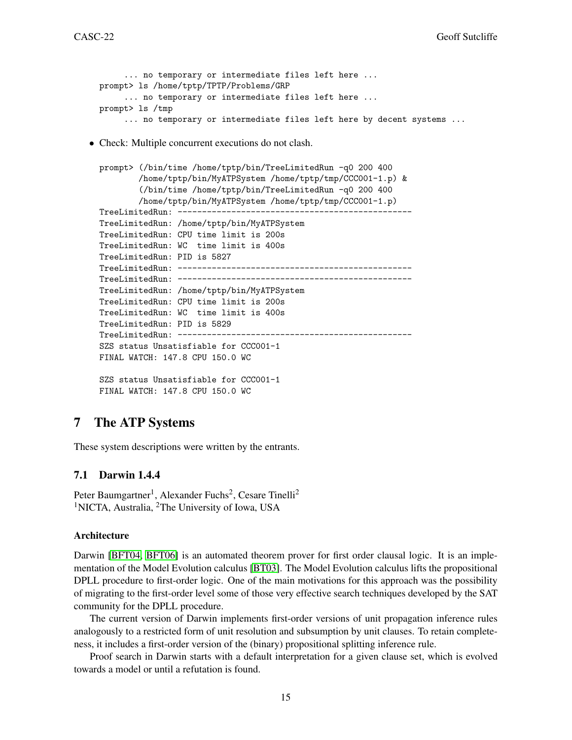```
     ... no temporary or intermediate files left here ...
prompt> ls /home/tptp/TPTP/Problems/GRP
     ... no temporary or intermediate files left here ...
prompt> ls /tmp
     ... no temporary or intermediate files left here by decent systems ...
```

- Check: Multiple concurrent executions do not clash.

```
prompt> (/bin/time /home/tptp/bin/TreeLimitedRun -q0 200 400
        /home/tptp/bin/MyATPSystem /home/tptp/tmp/CCC001-1.p) &
        (/bin/time /home/tptp/bin/TreeLimitedRun -q0 200 400
        /home/tptp/bin/MyATPSystem /home/tptp/tmp/CCC001-1.p)
TreeLimitedRun: -----------------------------------------------
TreeLimitedRun: /home/tptp/bin/MyATPSystem
TreeLimitedRun: CPU time limit is 200s
TreeLimitedRun: WC  time limit is 400s
TreeLimitedRun: PID is 5827
TreeLimitedRun: -----------------------------------------------
TreeLimitedRun: -----------------------------------------------
TreeLimitedRun: /home/tptp/bin/MyATPSystem
TreeLimitedRun: CPU time limit is 200s
TreeLimitedRun: WC  time limit is 400s
TreeLimitedRun: PID is 5829
TreeLimitedRun: -----------------------------------------------
SZS status Unsatisfiable for CCC001-1
FINAL WATCH: 147.8 CPU 150.0 WC

SZS status Unsatisfiable for CCC001-1
FINAL WATCH: 147.8 CPU 150.0 WC
```

# 7 The ATP Systems

These system descriptions were written by the entrants.

## 7.1 Darwin 1.4.4

Peter Baumgartner[1], Alexander Fuchs[2], Cesare Tinelli[2]
[1]NICTA, Australia, [2]The University of Iowa, USA

#### Architecture

Darwin [BFT04, BFT06] is an automated theorem prover for first order clausal logic. It is an implementation of the Model Evolution calculus [BT03]. The Model Evolution calculus lifts the propositional DPLL procedure to first-order logic. One of the main motivations for this approach was the possibility of migrating to the first-order level some of those very effective search techniques developed by the SAT community for the DPLL procedure.

The current version of Darwin implements first-order versions of unit propagation inference rules analogously to a restricted form of unit resolution and subsumption by unit clauses. To retain completeness, it includes a first-order version of the (binary) propositional splitting inference rule.

Proof search in Darwin starts with a default interpretation for a given clause set, which is evolved towards a model or until a refutation is found.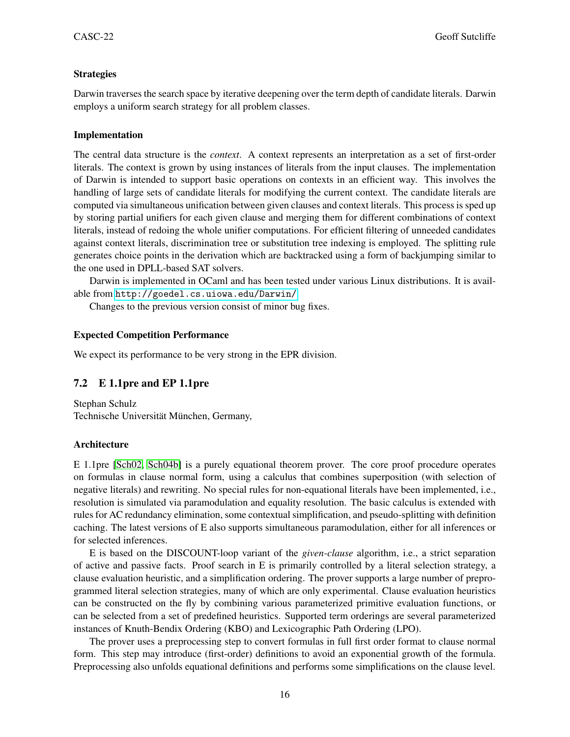#### Strategies

Darwin traverses the search space by iterative deepening over the term depth of candidate literals. Darwin employs a uniform search strategy for all problem classes.

#### Implementation

The central data structure is the *context*. A context represents an interpretation as a set of first-order literals. The context is grown by using instances of literals from the input clauses. The implementation of Darwin is intended to support basic operations on contexts in an efficient way. This involves the handling of large sets of candidate literals for modifying the current context. The candidate literals are computed via simultaneous unification between given clauses and context literals. This process is sped up by storing partial unifiers for each given clause and merging them for different combinations of context literals, instead of redoing the whole unifier computations. For efficient filtering of unneeded candidates against context literals, discrimination tree or substitution tree indexing is employed. The splitting rule generates choice points in the derivation which are backtracked using a form of backjumping similar to the one used in DPLL-based SAT solvers.

Darwin is implemented in OCaml and has been tested under various Linux distributions. It is available from `http://goedel.cs.uiowa.edu/Darwin/`

Changes to the previous version consist of minor bug fixes.

#### Expected Competition Performance

We expect its performance to be very strong in the EPR division.

### 7.2 E 1.1pre and EP 1.1pre

Stephan Schulz
Technische Universität München, Germany,

#### Architecture

E 1.1pre [Sch02, Sch04b] is a purely equational theorem prover. The core proof procedure operates on formulas in clause normal form, using a calculus that combines superposition (with selection of negative literals) and rewriting. No special rules for non-equational literals have been implemented, i.e., resolution is simulated via paramodulation and equality resolution. The basic calculus is extended with rules for AC redundancy elimination, some contextual simplification, and pseudo-splitting with definition caching. The latest versions of E also supports simultaneous paramodulation, either for all inferences or for selected inferences.

E is based on the DISCOUNT-loop variant of the *given-clause* algorithm, i.e., a strict separation of active and passive facts. Proof search in E is primarily controlled by a literal selection strategy, a clause evaluation heuristic, and a simplification ordering. The prover supports a large number of preprogrammed literal selection strategies, many of which are only experimental. Clause evaluation heuristics can be constructed on the fly by combining various parameterized primitive evaluation functions, or can be selected from a set of predefined heuristics. Supported term orderings are several parameterized instances of Knuth-Bendix Ordering (KBO) and Lexicographic Path Ordering (LPO).

The prover uses a preprocessing step to convert formulas in full first order format to clause normal form. This step may introduce (first-order) definitions to avoid an exponential growth of the formula. Preprocessing also unfolds equational definitions and performs some simplifications on the clause level.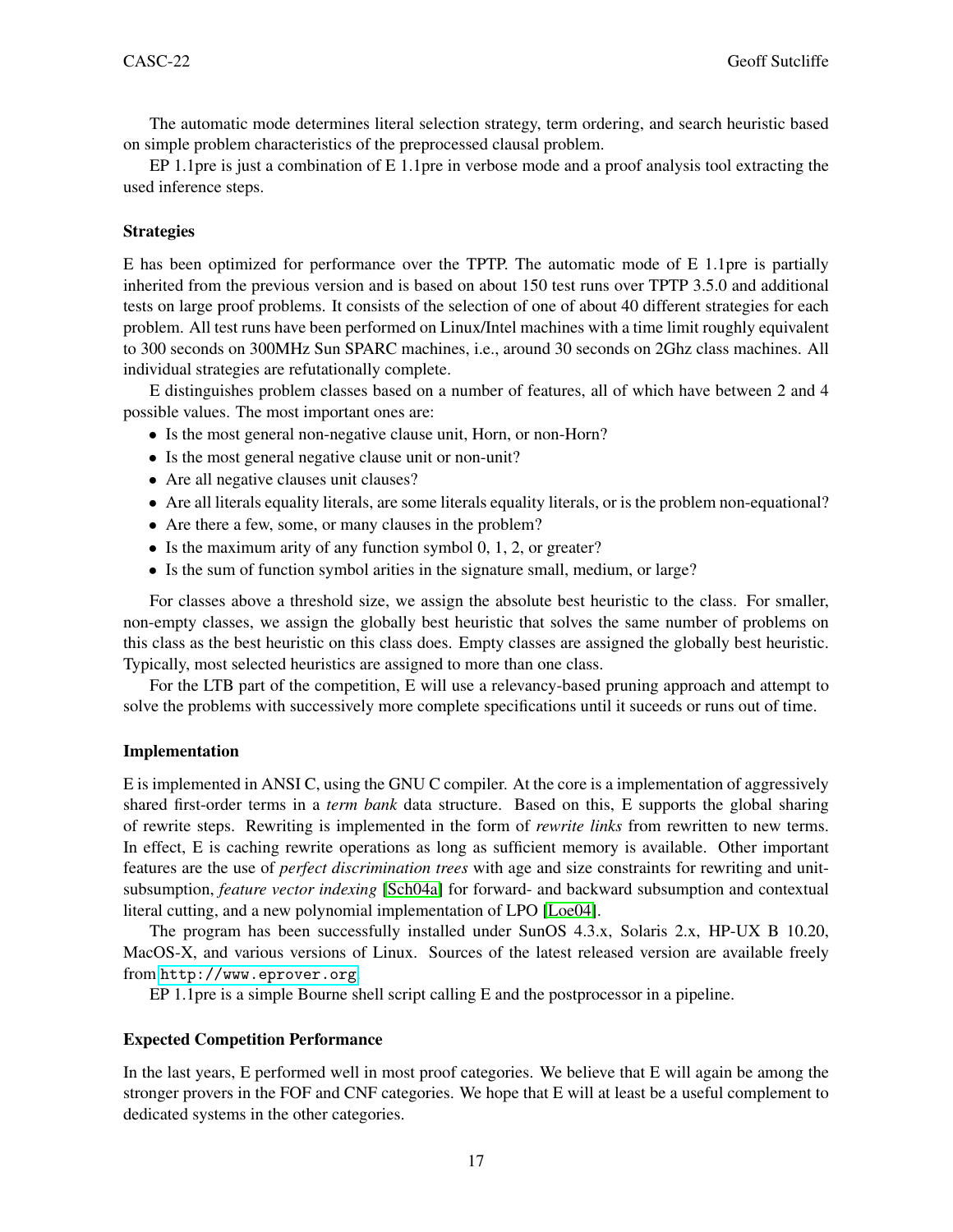The automatic mode determines literal selection strategy, term ordering, and search heuristic based on simple problem characteristics of the preprocessed clausal problem.

EP 1.1pre is just a combination of E 1.1pre in verbose mode and a proof analysis tool extracting the used inference steps.

### Strategies

E has been optimized for performance over the TPTP. The automatic mode of E 1.1pre is partially inherited from the previous version and is based on about 150 test runs over TPTP 3.5.0 and additional tests on large proof problems. It consists of the selection of one of about 40 different strategies for each problem. All test runs have been performed on Linux/Intel machines with a time limit roughly equivalent to 300 seconds on 300MHz Sun SPARC machines, i.e., around 30 seconds on 2Ghz class machines. All individual strategies are refutationally complete.

E distinguishes problem classes based on a number of features, all of which have between 2 and 4 possible values. The most important ones are:

- Is the most general non-negative clause unit, Horn, or non-Horn?
- Is the most general negative clause unit or non-unit?
- Are all negative clauses unit clauses?
- Are all literals equality literals, are some literals equality literals, or is the problem non-equational?
- Are there a few, some, or many clauses in the problem?
- Is the maximum arity of any function symbol 0, 1, 2, or greater?
- Is the sum of function symbol arities in the signature small, medium, or large?

For classes above a threshold size, we assign the absolute best heuristic to the class. For smaller, non-empty classes, we assign the globally best heuristic that solves the same number of problems on this class as the best heuristic on this class does. Empty classes are assigned the globally best heuristic. Typically, most selected heuristics are assigned to more than one class.

For the LTB part of the competition, E will use a relevancy-based pruning approach and attempt to solve the problems with successively more complete specifications until it suceeds or runs out of time.

### Implementation

E is implemented in ANSI C, using the GNU C compiler. At the core is a implementation of aggressively shared first-order terms in a *term bank* data structure. Based on this, E supports the global sharing of rewrite steps. Rewriting is implemented in the form of *rewrite links* from rewritten to new terms. In effect, E is caching rewrite operations as long as sufficient memory is available. Other important features are the use of *perfect discrimination trees* with age and size constraints for rewriting and unit-subsumption, *feature vector indexing* [Sch04a] for forward- and backward subsumption and contextual literal cutting, and a new polynomial implementation of LPO [Loe04].

The program has been successfully installed under SunOS 4.3.x, Solaris 2.x, HP-UX B 10.20, MacOS-X, and various versions of Linux. Sources of the latest released version are available freely from `http://www.eprover.org`.

EP 1.1pre is a simple Bourne shell script calling E and the postprocessor in a pipeline.

### Expected Competition Performance

In the last years, E performed well in most proof categories. We believe that E will again be among the stronger provers in the FOF and CNF categories. We hope that E will at least be a useful complement to dedicated systems in the other categories.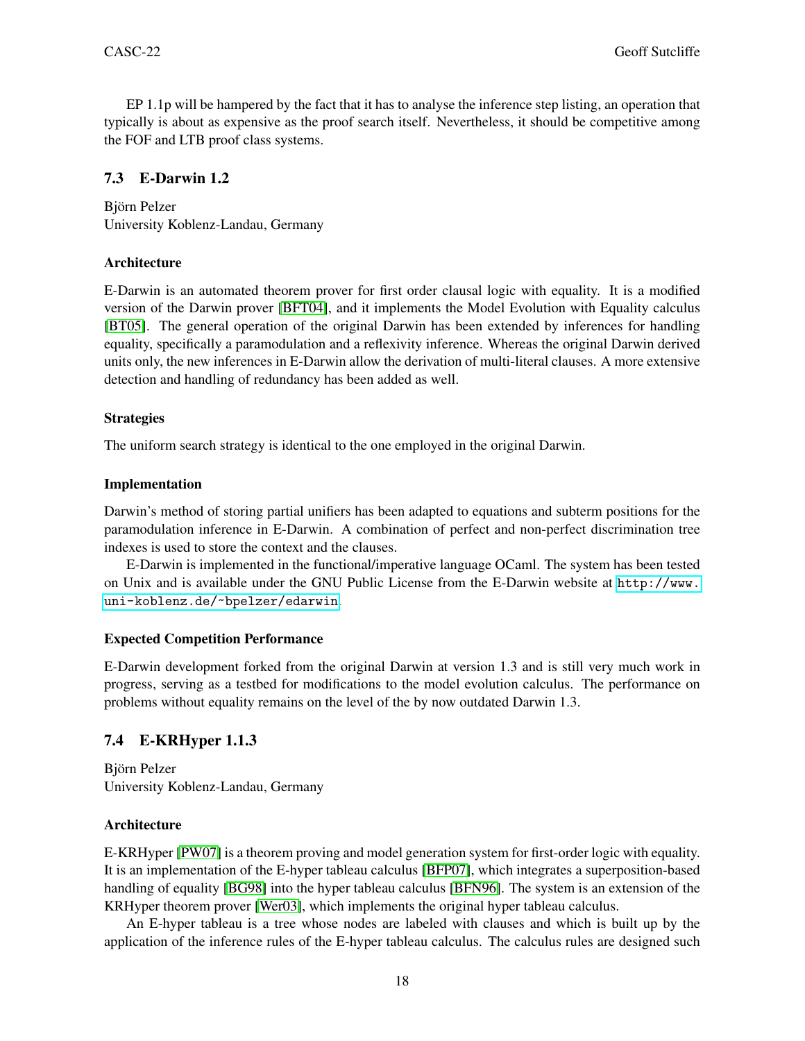EP 1.1p will be hampered by the fact that it has to analyse the inference step listing, an operation that typically is about as expensive as the proof search itself. Nevertheless, it should be competitive among the FOF and LTB proof class systems.

## 7.3 E-Darwin 1.2

Björn Pelzer
University Koblenz-Landau, Germany

### Architecture

E-Darwin is an automated theorem prover for first order clausal logic with equality. It is a modified version of the Darwin prover [BFT04], and it implements the Model Evolution with Equality calculus [BT05]. The general operation of the original Darwin has been extended by inferences for handling equality, specifically a paramodulation and a reflexivity inference. Whereas the original Darwin derived units only, the new inferences in E-Darwin allow the derivation of multi-literal clauses. A more extensive detection and handling of redundancy has been added as well.

### Strategies

The uniform search strategy is identical to the one employed in the original Darwin.

### Implementation

Darwin's method of storing partial unifiers has been adapted to equations and subterm positions for the paramodulation inference in E-Darwin. A combination of perfect and non-perfect discrimination tree indexes is used to store the context and the clauses.

E-Darwin is implemented in the functional/imperative language OCaml. The system has been tested on Unix and is available under the GNU Public License from the E-Darwin website at `http://www.uni-koblenz.de/~bpelzer/edarwin`.

### Expected Competition Performance

E-Darwin development forked from the original Darwin at version 1.3 and is still very much work in progress, serving as a testbed for modifications to the model evolution calculus. The performance on problems without equality remains on the level of the by now outdated Darwin 1.3.

## 7.4 E-KRHyper 1.1.3

Björn Pelzer
University Koblenz-Landau, Germany

### Architecture

E-KRHyper [PW07] is a theorem proving and model generation system for first-order logic with equality. It is an implementation of the E-hyper tableau calculus [BFP07], which integrates a superposition-based handling of equality [BG98] into the hyper tableau calculus [BFN96]. The system is an extension of the KRHyper theorem prover [Wer03], which implements the original hyper tableau calculus.

An E-hyper tableau is a tree whose nodes are labeled with clauses and which is built up by the application of the inference rules of the E-hyper tableau calculus. The calculus rules are designed such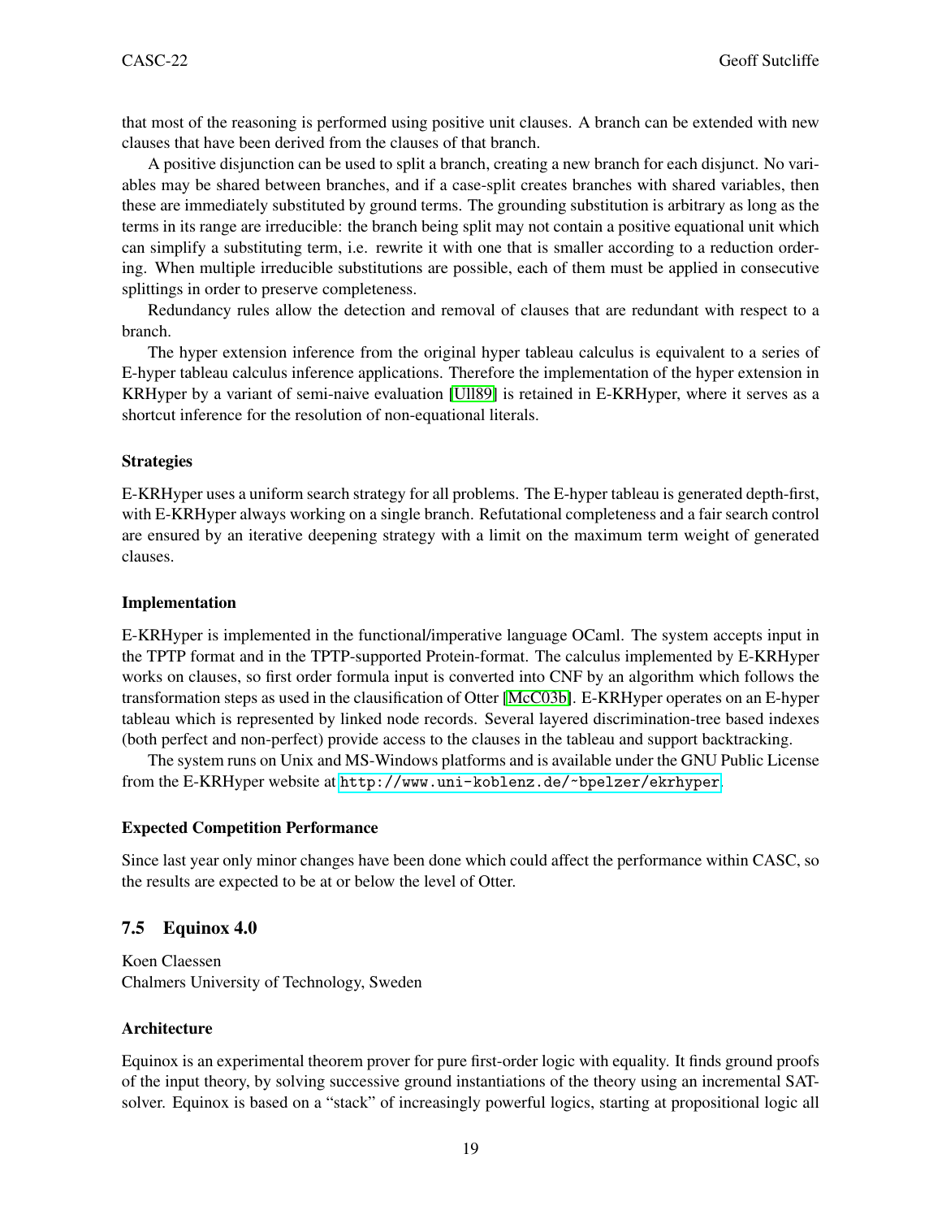that most of the reasoning is performed using positive unit clauses. A branch can be extended with new clauses that have been derived from the clauses of that branch.

A positive disjunction can be used to split a branch, creating a new branch for each disjunct. No variables may be shared between branches, and if a case-split creates branches with shared variables, then these are immediately substituted by ground terms. The grounding substitution is arbitrary as long as the terms in its range are irreducible: the branch being split may not contain a positive equational unit which can simplify a substituting term, i.e. rewrite it with one that is smaller according to a reduction ordering. When multiple irreducible substitutions are possible, each of them must be applied in consecutive splittings in order to preserve completeness.

Redundancy rules allow the detection and removal of clauses that are redundant with respect to a branch.

The hyper extension inference from the original hyper tableau calculus is equivalent to a series of E-hyper tableau calculus inference applications. Therefore the implementation of the hyper extension in KRHyper by a variant of semi-naive evaluation [Ull89] is retained in E-KRHyper, where it serves as a shortcut inference for the resolution of non-equational literals.

#### Strategies

E-KRHyper uses a uniform search strategy for all problems. The E-hyper tableau is generated depth-first, with E-KRHyper always working on a single branch. Refutational completeness and a fair search control are ensured by an iterative deepening strategy with a limit on the maximum term weight of generated clauses.

#### Implementation

E-KRHyper is implemented in the functional/imperative language OCaml. The system accepts input in the TPTP format and in the TPTP-supported Protein-format. The calculus implemented by E-KRHyper works on clauses, so first order formula input is converted into CNF by an algorithm which follows the transformation steps as used in the clausification of Otter [McC03b]. E-KRHyper operates on an E-hyper tableau which is represented by linked node records. Several layered discrimination-tree based indexes (both perfect and non-perfect) provide access to the clauses in the tableau and support backtracking.

The system runs on Unix and MS-Windows platforms and is available under the GNU Public License from the E-KRHyper website at `http://www.uni-koblenz.de/~bpelzer/ekrhyper`.

#### Expected Competition Performance

Since last year only minor changes have been done which could affect the performance within CASC, so the results are expected to be at or below the level of Otter.

### 7.5 Equinox 4.0

Koen Claessen
Chalmers University of Technology, Sweden

#### Architecture

Equinox is an experimental theorem prover for pure first-order logic with equality. It finds ground proofs of the input theory, by solving successive ground instantiations of the theory using an incremental SAT-solver. Equinox is based on a "stack" of increasingly powerful logics, starting at propositional logic all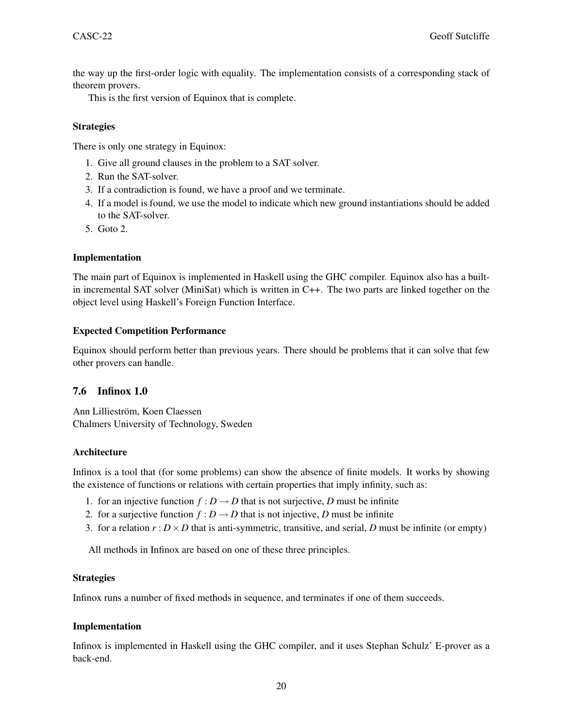the way up the first-order logic with equality. The implementation consists of a corresponding stack of theorem provers.

This is the first version of Equinox that is complete.

**Strategies**

There is only one strategy in Equinox:

1. Give all ground clauses in the problem to a SAT solver.
2. Run the SAT-solver.
3. If a contradiction is found, we have a proof and we terminate.
4. If a model is found, we use the model to indicate which new ground instantiations should be added to the SAT-solver.
5. Goto 2.

**Implementation**

The main part of Equinox is implemented in Haskell using the GHC compiler. Equinox also has a built-in incremental SAT solver (MiniSat) which is written in C++. The two parts are linked together on the object level using Haskell's Foreign Function Interface.

**Expected Competition Performance**

Equinox should perform better than previous years. There should be problems that it can solve that few other provers can handle.

### 7.6 Infinox 1.0

Ann Lillieström, Koen Claessen
Chalmers University of Technology, Sweden

**Architecture**

Infinox is a tool that (for some problems) can show the absence of finite models. It works by showing the existence of functions or relations with certain properties that imply infinity, such as:

1. for an injective function $f : D \rightarrow D$ that is not surjective, $D$ must be infinite
2. for a surjective function $f : D \rightarrow D$ that is not injective, $D$ must be infinite
3. for a relation $r : D \times D$ that is anti-symmetric, transitive, and serial, $D$ must be infinite (or empty)

All methods in Infinox are based on one of these three principles.

**Strategies**

Infinox runs a number of fixed methods in sequence, and terminates if one of them succeeds.

**Implementation**

Infinox is implemented in Haskell using the GHC compiler, and it uses Stephan Schulz' E-prover as a back-end.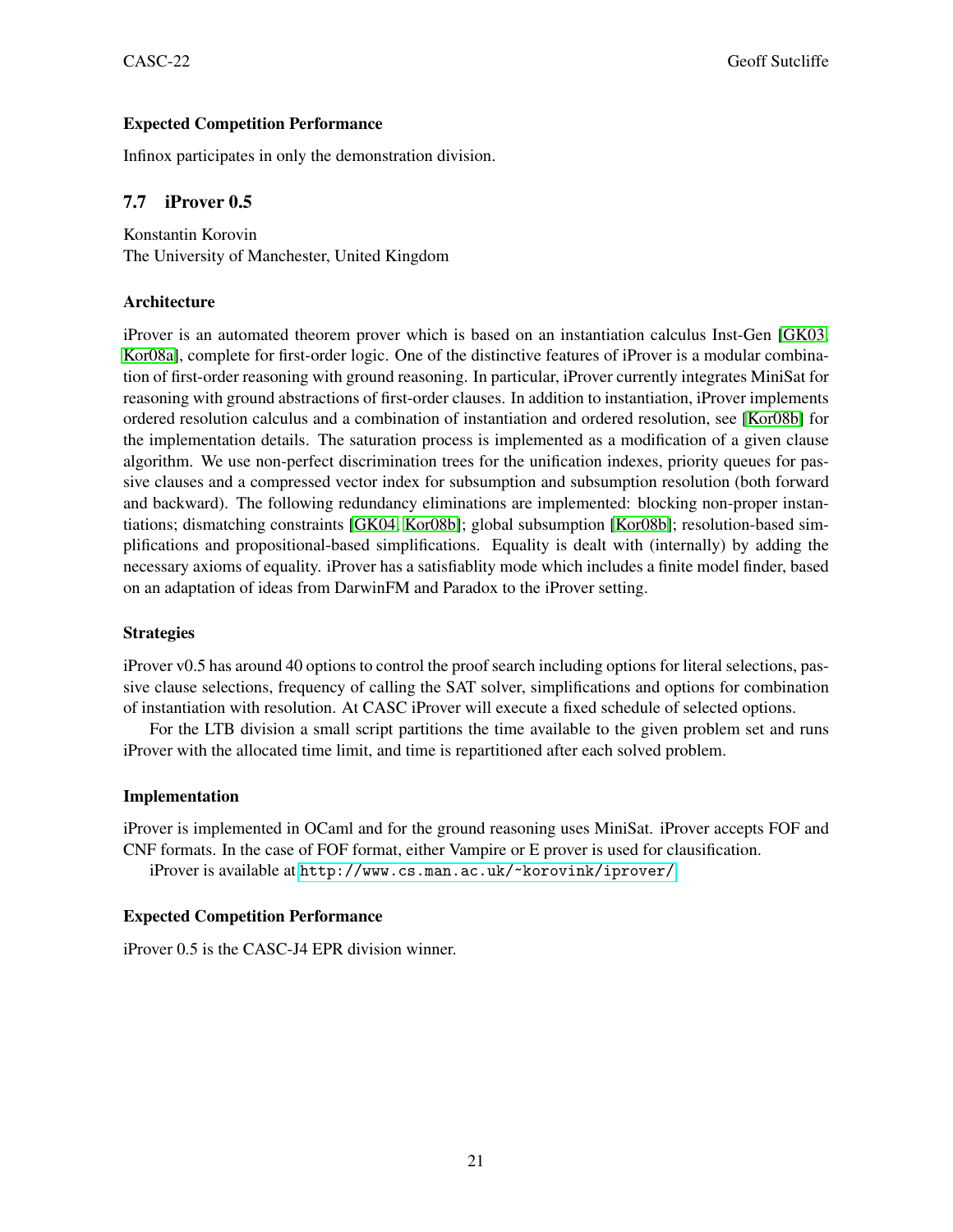### Expected Competition Performance

Infinox participates in only the demonstration division.

## 7.7 iProver 0.5

Konstantin Korovin
The University of Manchester, United Kingdom

### Architecture

iProver is an automated theorem prover which is based on an instantiation calculus Inst-Gen [GK03, Kor08a], complete for first-order logic. One of the distinctive features of iProver is a modular combination of first-order reasoning with ground reasoning. In particular, iProver currently integrates MiniSat for reasoning with ground abstractions of first-order clauses. In addition to instantiation, iProver implements ordered resolution calculus and a combination of instantiation and ordered resolution, see [Kor08b] for the implementation details. The saturation process is implemented as a modification of a given clause algorithm. We use non-perfect discrimination trees for the unification indexes, priority queues for passive clauses and a compressed vector index for subsumption and subsumption resolution (both forward and backward). The following redundancy eliminations are implemented: blocking non-proper instantiations; dismatching constraints [GK04, Kor08b]; global subsumption [Kor08b]; resolution-based simplifications and propositional-based simplifications. Equality is dealt with (internally) by adding the necessary axioms of equality. iProver has a satisfiablity mode which includes a finite model finder, based on an adaptation of ideas from DarwinFM and Paradox to the iProver setting.

### Strategies

iProver v0.5 has around 40 options to control the proof search including options for literal selections, passive clause selections, frequency of calling the SAT solver, simplifications and options for combination of instantiation with resolution. At CASC iProver will execute a fixed schedule of selected options.

For the LTB division a small script partitions the time available to the given problem set and runs iProver with the allocated time limit, and time is repartitioned after each solved problem.

### Implementation

iProver is implemented in OCaml and for the ground reasoning uses MiniSat. iProver accepts FOF and CNF formats. In the case of FOF format, either Vampire or E prover is used for clausification.

iProver is available at http://www.cs.man.ac.uk/~korovink/iprover/

### Expected Competition Performance

iProver 0.5 is the CASC-J4 EPR division winner.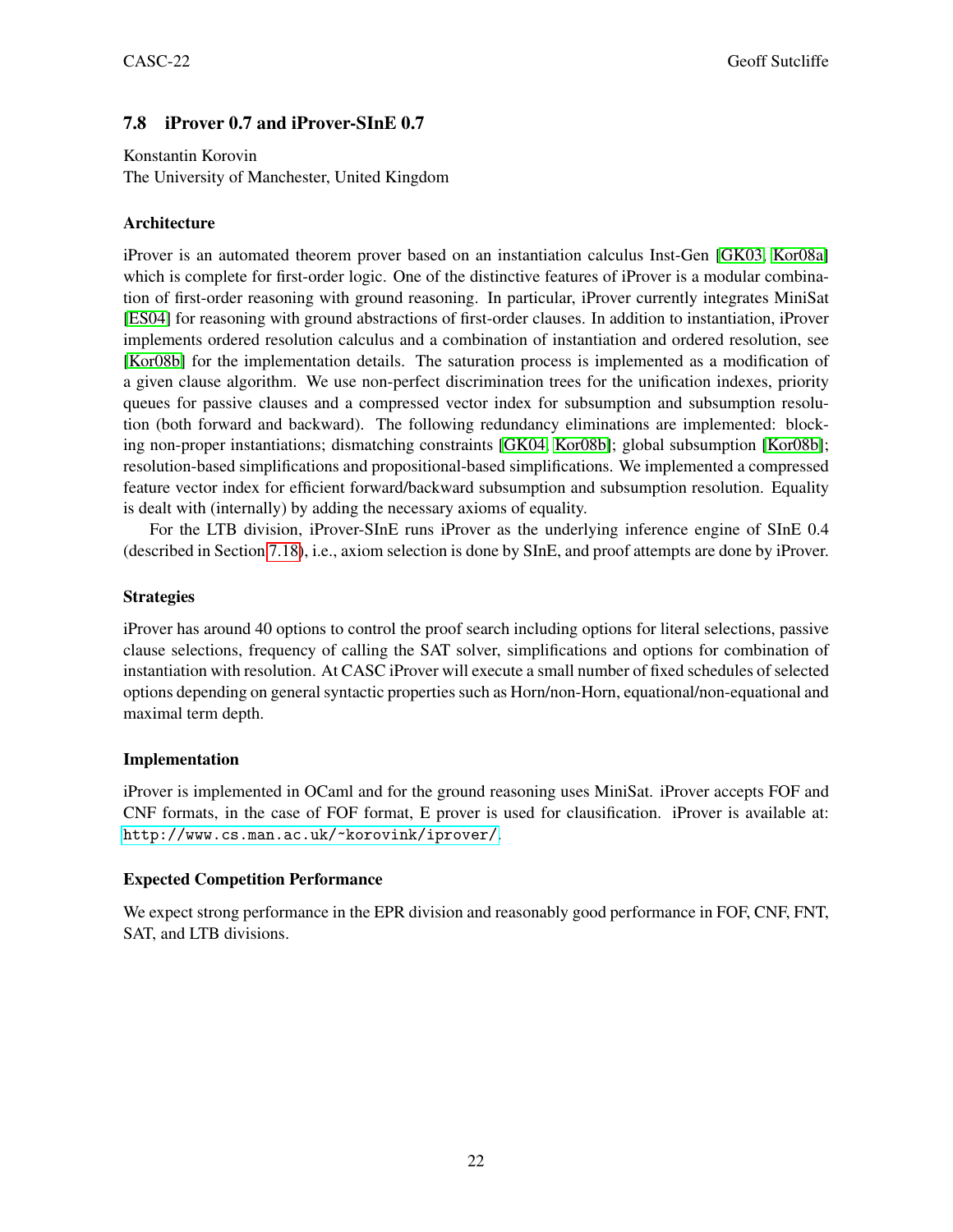### 7.8 iProver 0.7 and iProver-SInE 0.7

Konstantin Korovin
The University of Manchester, United Kingdom

#### Architecture

iProver is an automated theorem prover based on an instantiation calculus Inst-Gen [GK03, Kor08a] which is complete for first-order logic. One of the distinctive features of iProver is a modular combination of first-order reasoning with ground reasoning. In particular, iProver currently integrates MiniSat [ES04] for reasoning with ground abstractions of first-order clauses. In addition to instantiation, iProver implements ordered resolution calculus and a combination of instantiation and ordered resolution, see [Kor08b] for the implementation details. The saturation process is implemented as a modification of a given clause algorithm. We use non-perfect discrimination trees for the unification indexes, priority queues for passive clauses and a compressed vector index for subsumption and subsumption resolution (both forward and backward). The following redundancy eliminations are implemented: blocking non-proper instantiations; dismatching constraints [GK04, Kor08b]; global subsumption [Kor08b]; resolution-based simplifications and propositional-based simplifications. We implemented a compressed feature vector index for efficient forward/backward subsumption and subsumption resolution. Equality is dealt with (internally) by adding the necessary axioms of equality.

For the LTB division, iProver-SInE runs iProver as the underlying inference engine of SInE 0.4 (described in Section 7.18), i.e., axiom selection is done by SInE, and proof attempts are done by iProver.

#### Strategies

iProver has around 40 options to control the proof search including options for literal selections, passive clause selections, frequency of calling the SAT solver, simplifications and options for combination of instantiation with resolution. At CASC iProver will execute a small number of fixed schedules of selected options depending on general syntactic properties such as Horn/non-Horn, equational/non-equational and maximal term depth.

#### Implementation

iProver is implemented in OCaml and for the ground reasoning uses MiniSat. iProver accepts FOF and CNF formats, in the case of FOF format, E prover is used for clausification. iProver is available at: `http://www.cs.man.ac.uk/~korovink/iprover/`.

#### Expected Competition Performance

We expect strong performance in the EPR division and reasonably good performance in FOF, CNF, FNT, SAT, and LTB divisions.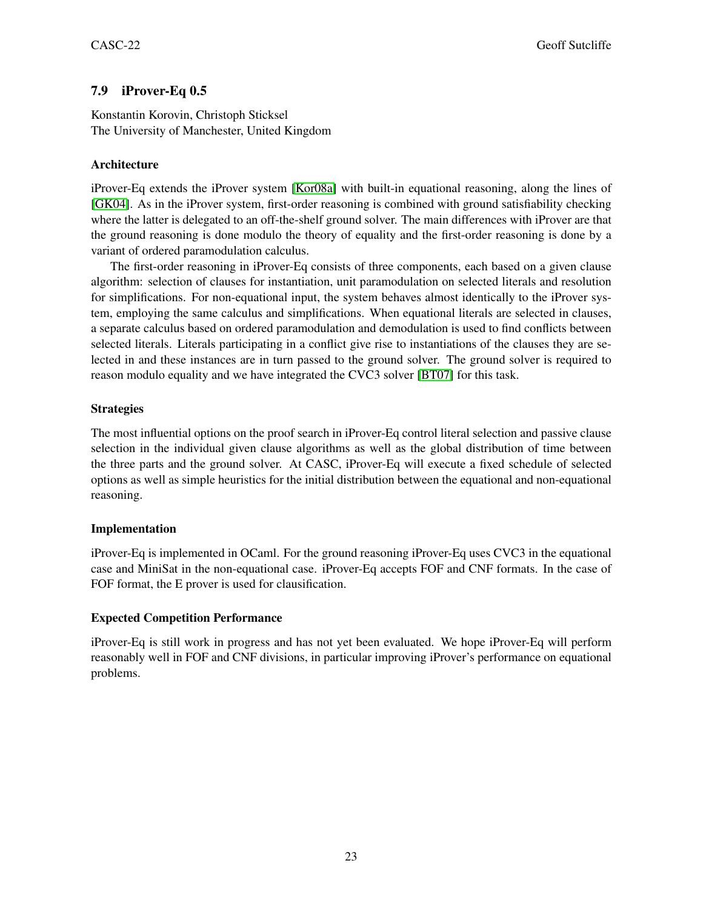### 7.9 iProver-Eq 0.5

Konstantin Korovin, Christoph Sticksel
The University of Manchester, United Kingdom

#### Architecture

iProver-Eq extends the iProver system [Kor08a] with built-in equational reasoning, along the lines of [GK04]. As in the iProver system, first-order reasoning is combined with ground satisfiability checking where the latter is delegated to an off-the-shelf ground solver. The main differences with iProver are that the ground reasoning is done modulo the theory of equality and the first-order reasoning is done by a variant of ordered paramodulation calculus.

The first-order reasoning in iProver-Eq consists of three components, each based on a given clause algorithm: selection of clauses for instantiation, unit paramodulation on selected literals and resolution for simplifications. For non-equational input, the system behaves almost identically to the iProver system, employing the same calculus and simplifications. When equational literals are selected in clauses, a separate calculus based on ordered paramodulation and demodulation is used to find conflicts between selected literals. Literals participating in a conflict give rise to instantiations of the clauses they are selected in and these instances are in turn passed to the ground solver. The ground solver is required to reason modulo equality and we have integrated the CVC3 solver [BT07] for this task.

#### Strategies

The most influential options on the proof search in iProver-Eq control literal selection and passive clause selection in the individual given clause algorithms as well as the global distribution of time between the three parts and the ground solver. At CASC, iProver-Eq will execute a fixed schedule of selected options as well as simple heuristics for the initial distribution between the equational and non-equational reasoning.

#### Implementation

iProver-Eq is implemented in OCaml. For the ground reasoning iProver-Eq uses CVC3 in the equational case and MiniSat in the non-equational case. iProver-Eq accepts FOF and CNF formats. In the case of FOF format, the E prover is used for clausification.

#### Expected Competition Performance

iProver-Eq is still work in progress and has not yet been evaluated. We hope iProver-Eq will perform reasonably well in FOF and CNF divisions, in particular improving iProver's performance on equational problems.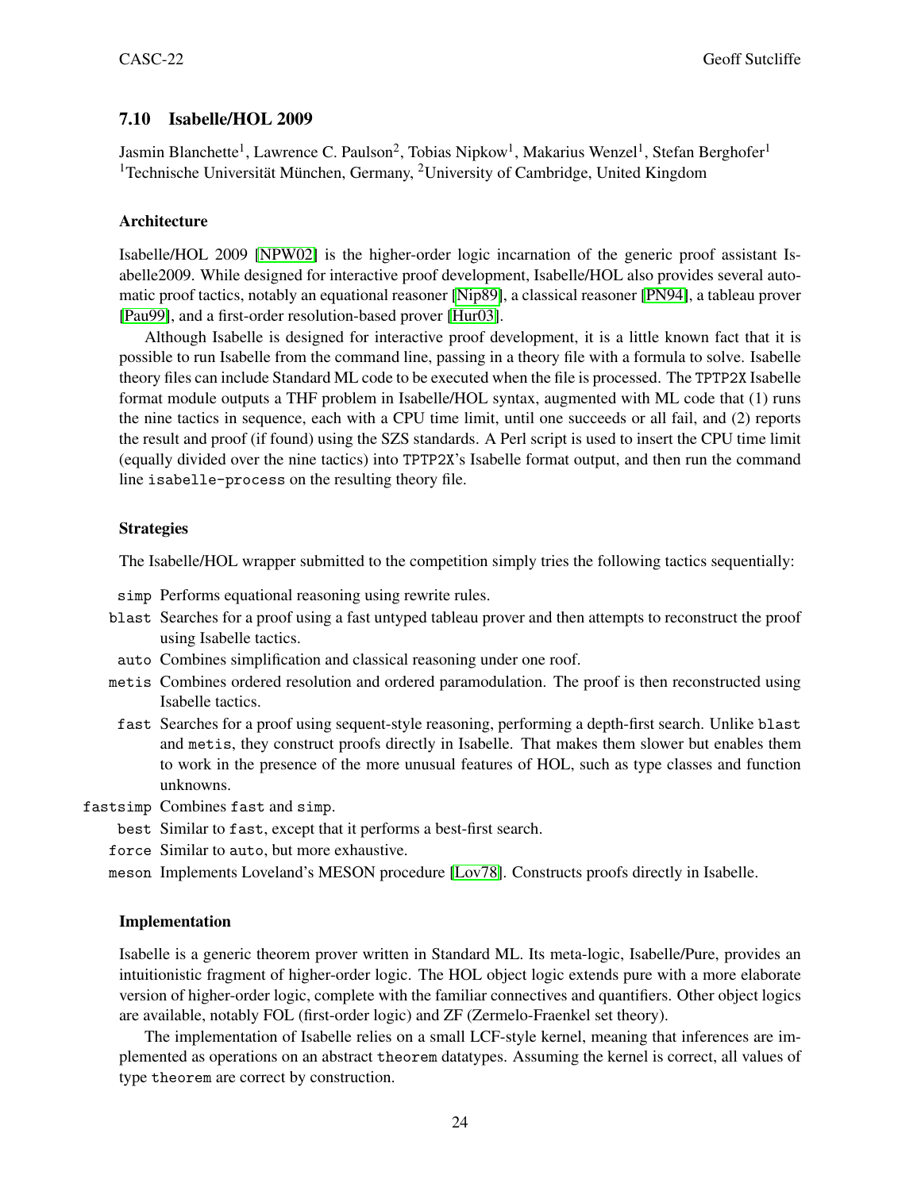### 7.10 Isabelle/HOL 2009

Jasmin Blanchette[1], Lawrence C. Paulson[2], Tobias Nipkow[1], Makarius Wenzel[1], Stefan Berghofer[1]
[1]Technische Universität München, Germany, [2]University of Cambridge, United Kingdom

#### Architecture

Isabelle/HOL 2009 [NPW02] is the higher-order logic incarnation of the generic proof assistant Isabelle2009. While designed for interactive proof development, Isabelle/HOL also provides several automatic proof tactics, notably an equational reasoner [Nip89], a classical reasoner [PN94], a tableau prover [Pau99], and a first-order resolution-based prover [Hur03].

Although Isabelle is designed for interactive proof development, it is a little known fact that it is possible to run Isabelle from the command line, passing in a theory file with a formula to solve. Isabelle theory files can include Standard ML code to be executed when the file is processed. The `TPTP2X` Isabelle format module outputs a THF problem in Isabelle/HOL syntax, augmented with ML code that (1) runs the nine tactics in sequence, each with a CPU time limit, until one succeeds or all fail, and (2) reports the result and proof (if found) using the SZS standards. A Perl script is used to insert the CPU time limit (equally divided over the nine tactics) into `TPTP2X`'s Isabelle format output, and then run the command line `isabelle-process` on the resulting theory file.

#### Strategies

The Isabelle/HOL wrapper submitted to the competition simply tries the following tactics sequentially:

- `simp` Performs equational reasoning using rewrite rules.
- `blast` Searches for a proof using a fast untyped tableau prover and then attempts to reconstruct the proof using Isabelle tactics.
- `auto` Combines simplification and classical reasoning under one roof.
- `metis` Combines ordered resolution and ordered paramodulation. The proof is then reconstructed using Isabelle tactics.
- `fast` Searches for a proof using sequent-style reasoning, performing a depth-first search. Unlike `blast` and `metis`, they construct proofs directly in Isabelle. That makes them slower but enables them to work in the presence of the more unusual features of HOL, such as type classes and function unknowns.
- `fastsimp` Combines `fast` and `simp`.
- `best` Similar to `fast`, except that it performs a best-first search.
- `force` Similar to `auto`, but more exhaustive.
- `meson` Implements Loveland's MESON procedure [Lov78]. Constructs proofs directly in Isabelle.

#### Implementation

Isabelle is a generic theorem prover written in Standard ML. Its meta-logic, Isabelle/Pure, provides an intuitionistic fragment of higher-order logic. The HOL object logic extends pure with a more elaborate version of higher-order logic, complete with the familiar connectives and quantifiers. Other object logics are available, notably FOL (first-order logic) and ZF (Zermelo-Fraenkel set theory).

The implementation of Isabelle relies on a small LCF-style kernel, meaning that inferences are implemented as operations on an abstract `theorem` datatypes. Assuming the kernel is correct, all values of type `theorem` are correct by construction.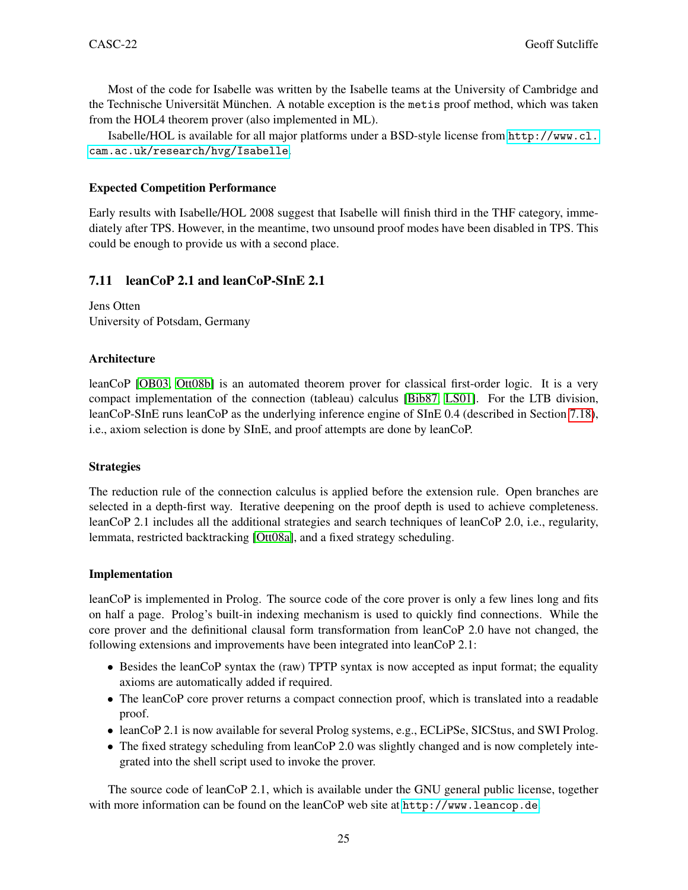Most of the code for Isabelle was written by the Isabelle teams at the University of Cambridge and the Technische Universität München. A notable exception is the `metis` proof method, which was taken from the HOL4 theorem prover (also implemented in ML).

Isabelle/HOL is available for all major platforms under a BSD-style license from http://www.cl.cam.ac.uk/research/hvg/Isabelle.

#### Expected Competition Performance

Early results with Isabelle/HOL 2008 suggest that Isabelle will finish third in the THF category, immediately after TPS. However, in the meantime, two unsound proof modes have been disabled in TPS. This could be enough to provide us with a second place.

### 7.11 leanCoP 2.1 and leanCoP-SInE 2.1

Jens Otten
University of Potsdam, Germany

#### Architecture

leanCoP [OB03, Ott08b] is an automated theorem prover for classical first-order logic. It is a very compact implementation of the connection (tableau) calculus [Bib87, LS01]. For the LTB division, leanCoP-SInE runs leanCoP as the underlying inference engine of SInE 0.4 (described in Section 7.18), i.e., axiom selection is done by SInE, and proof attempts are done by leanCoP.

#### Strategies

The reduction rule of the connection calculus is applied before the extension rule. Open branches are selected in a depth-first way. Iterative deepening on the proof depth is used to achieve completeness. leanCoP 2.1 includes all the additional strategies and search techniques of leanCoP 2.0, i.e., regularity, lemmata, restricted backtracking [Ott08a], and a fixed strategy scheduling.

#### Implementation

leanCoP is implemented in Prolog. The source code of the core prover is only a few lines long and fits on half a page. Prolog's built-in indexing mechanism is used to quickly find connections. While the core prover and the definitional clausal form transformation from leanCoP 2.0 have not changed, the following extensions and improvements have been integrated into leanCoP 2.1:

- Besides the leanCoP syntax the (raw) TPTP syntax is now accepted as input format; the equality axioms are automatically added if required.
- The leanCoP core prover returns a compact connection proof, which is translated into a readable proof.
- leanCoP 2.1 is now available for several Prolog systems, e.g., ECLiPSe, SICStus, and SWI Prolog.
- The fixed strategy scheduling from leanCoP 2.0 was slightly changed and is now completely integrated into the shell script used to invoke the prover.

The source code of leanCoP 2.1, which is available under the GNU general public license, together with more information can be found on the leanCoP web site at http://www.leancop.de.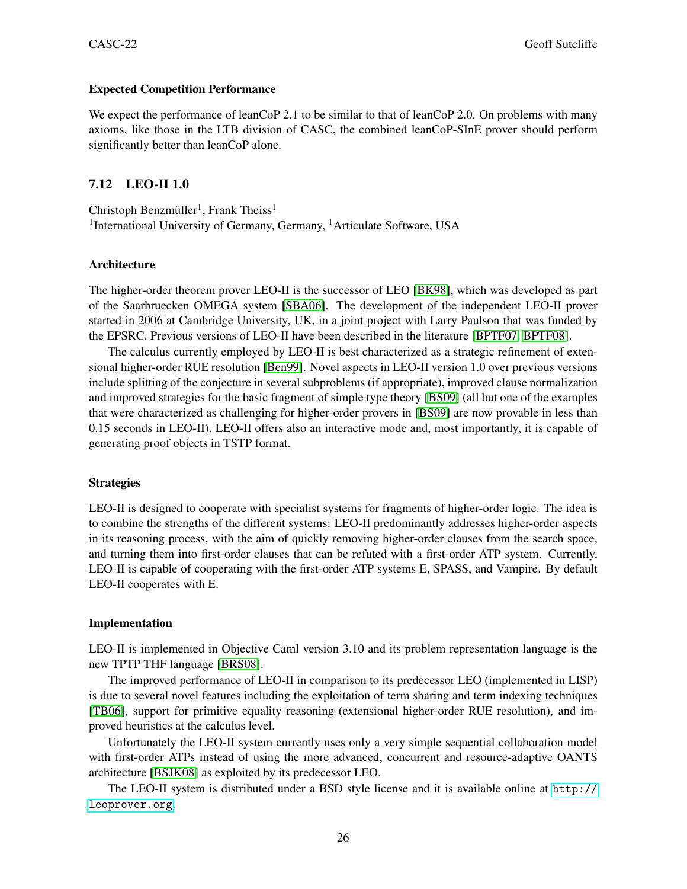### Expected Competition Performance

We expect the performance of leanCoP 2.1 to be similar to that of leanCoP 2.0. On problems with many axioms, like those in the LTB division of CASC, the combined leanCoP-SInE prover should perform significantly better than leanCoP alone.

## 7.12 LEO-II 1.0

Christoph Benzmüller[1], Frank Theiss[1]
[1]International University of Germany, Germany, [1]Articulate Software, USA

### Architecture

The higher-order theorem prover LEO-II is the successor of LEO [BK98], which was developed as part of the Saarbruecken OMEGA system [SBA06]. The development of the independent LEO-II prover started in 2006 at Cambridge University, UK, in a joint project with Larry Paulson that was funded by the EPSRC. Previous versions of LEO-II have been described in the literature [BPTF07, BPTF08].

The calculus currently employed by LEO-II is best characterized as a strategic refinement of extensional higher-order RUE resolution [Ben99]. Novel aspects in LEO-II version 1.0 over previous versions include splitting of the conjecture in several subproblems (if appropriate), improved clause normalization and improved strategies for the basic fragment of simple type theory [BS09] (all but one of the examples that were characterized as challenging for higher-order provers in [BS09] are now provable in less than 0.15 seconds in LEO-II). LEO-II offers also an interactive mode and, most importantly, it is capable of generating proof objects in TSTP format.

### Strategies

LEO-II is designed to cooperate with specialist systems for fragments of higher-order logic. The idea is to combine the strengths of the different systems: LEO-II predominantly addresses higher-order aspects in its reasoning process, with the aim of quickly removing higher-order clauses from the search space, and turning them into first-order clauses that can be refuted with a first-order ATP system. Currently, LEO-II is capable of cooperating with the first-order ATP systems E, SPASS, and Vampire. By default LEO-II cooperates with E.

### Implementation

LEO-II is implemented in Objective Caml version 3.10 and its problem representation language is the new TPTP THF language [BRS08].

The improved performance of LEO-II in comparison to its predecessor LEO (implemented in LISP) is due to several novel features including the exploitation of term sharing and term indexing techniques [TB06], support for primitive equality reasoning (extensional higher-order RUE resolution), and improved heuristics at the calculus level.

Unfortunately the LEO-II system currently uses only a very simple sequential collaboration model with first-order ATPs instead of using the more advanced, concurrent and resource-adaptive OANTS architecture [BSJK08] as exploited by its predecessor LEO.

The LEO-II system is distributed under a BSD style license and it is available online at `http://leoprover.org`.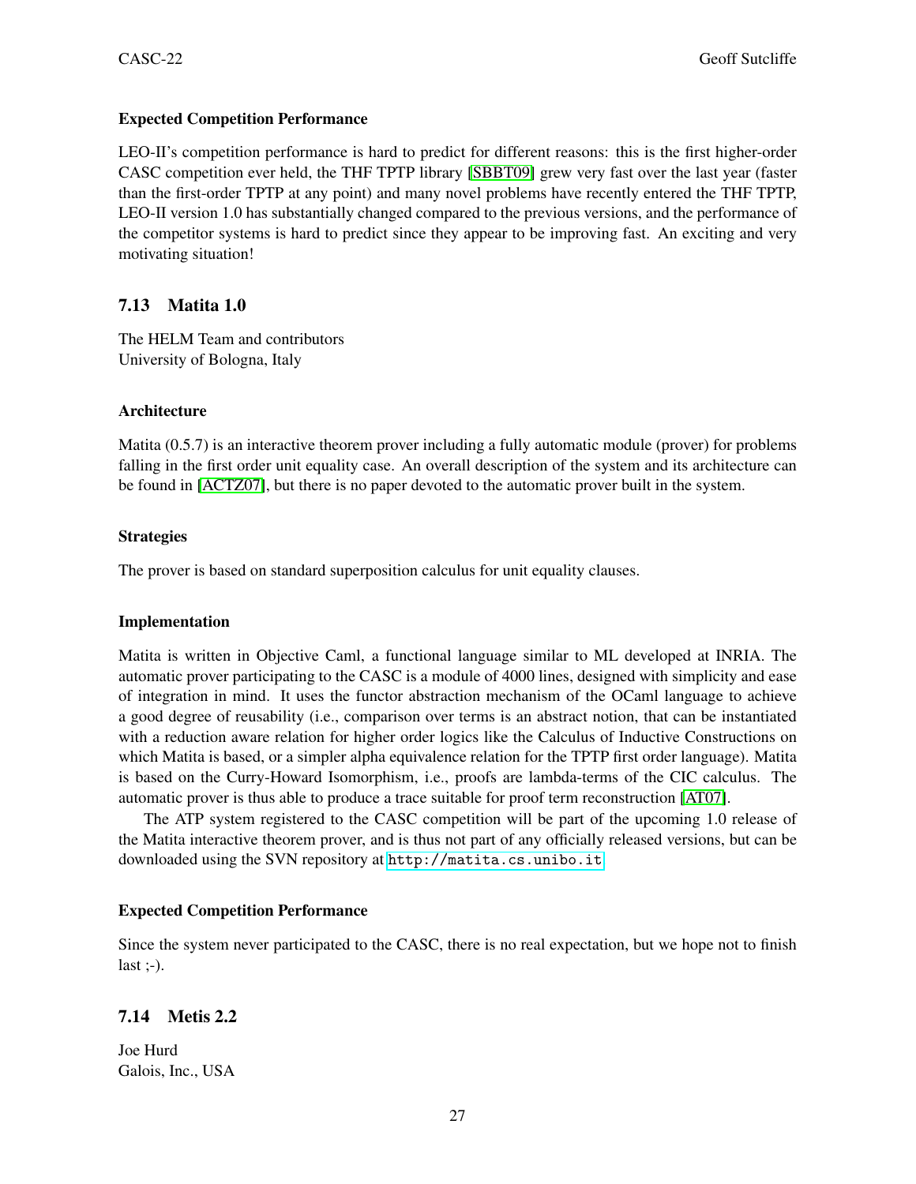#### Expected Competition Performance

LEO-II's competition performance is hard to predict for different reasons: this is the first higher-order CASC competition ever held, the THF TPTP library [SBBT09] grew very fast over the last year (faster than the first-order TPTP at any point) and many novel problems have recently entered the THF TPTP, LEO-II version 1.0 has substantially changed compared to the previous versions, and the performance of the competitor systems is hard to predict since they appear to be improving fast. An exciting and very motivating situation!

## 7.13 Matita 1.0

The HELM Team and contributors
University of Bologna, Italy

#### Architecture

Matita (0.5.7) is an interactive theorem prover including a fully automatic module (prover) for problems falling in the first order unit equality case. An overall description of the system and its architecture can be found in [ACTZ07], but there is no paper devoted to the automatic prover built in the system.

#### Strategies

The prover is based on standard superposition calculus for unit equality clauses.

#### Implementation

Matita is written in Objective Caml, a functional language similar to ML developed at INRIA. The automatic prover participating to the CASC is a module of 4000 lines, designed with simplicity and ease of integration in mind. It uses the functor abstraction mechanism of the OCaml language to achieve a good degree of reusability (i.e., comparison over terms is an abstract notion, that can be instantiated with a reduction aware relation for higher order logics like the Calculus of Inductive Constructions on which Matita is based, or a simpler alpha equivalence relation for the TPTP first order language). Matita is based on the Curry-Howard Isomorphism, i.e., proofs are lambda-terms of the CIC calculus. The automatic prover is thus able to produce a trace suitable for proof term reconstruction [AT07].

The ATP system registered to the CASC competition will be part of the upcoming 1.0 release of the Matita interactive theorem prover, and is thus not part of any officially released versions, but can be downloaded using the SVN repository at `http://matita.cs.unibo.it`

#### Expected Competition Performance

Since the system never participated to the CASC, there is no real expectation, but we hope not to finish last ;-).

## 7.14 Metis 2.2

Joe Hurd
Galois, Inc., USA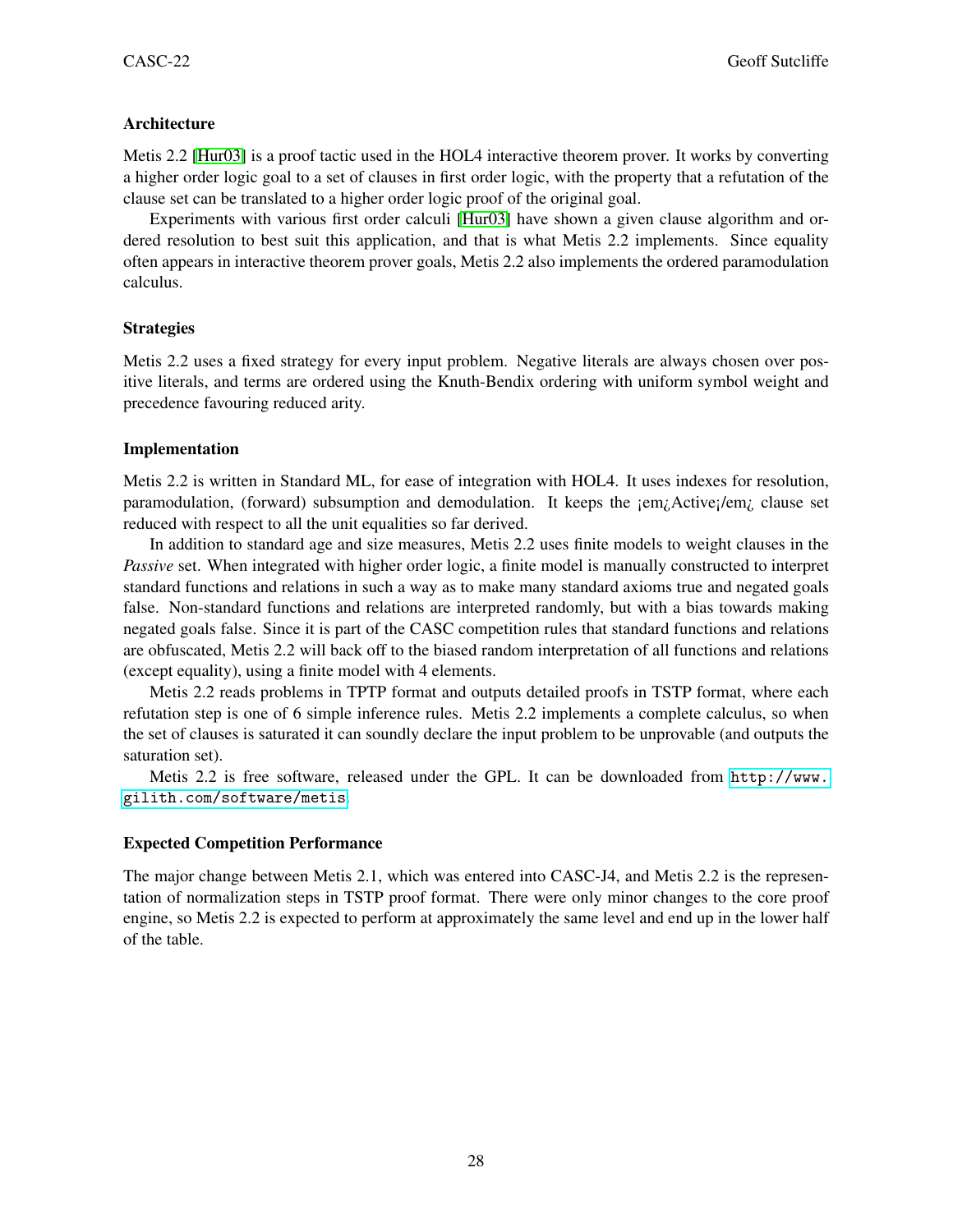### Architecture

Metis 2.2 [Hur03] is a proof tactic used in the HOL4 interactive theorem prover. It works by converting a higher order logic goal to a set of clauses in first order logic, with the property that a refutation of the clause set can be translated to a higher order logic proof of the original goal.

Experiments with various first order calculi [Hur03] have shown a given clause algorithm and ordered resolution to best suit this application, and that is what Metis 2.2 implements. Since equality often appears in interactive theorem prover goals, Metis 2.2 also implements the ordered paramodulation calculus.

### Strategies

Metis 2.2 uses a fixed strategy for every input problem. Negative literals are always chosen over positive literals, and terms are ordered using the Knuth-Bendix ordering with uniform symbol weight and precedence favouring reduced arity.

### Implementation

Metis 2.2 is written in Standard ML, for ease of integration with HOL4. It uses indexes for resolution, paramodulation, (forward) subsumption and demodulation. It keeps the ¡em¿Active¡/em¿ clause set reduced with respect to all the unit equalities so far derived.

In addition to standard age and size measures, Metis 2.2 uses finite models to weight clauses in the *Passive* set. When integrated with higher order logic, a finite model is manually constructed to interpret standard functions and relations in such a way as to make many standard axioms true and negated goals false. Non-standard functions and relations are interpreted randomly, but with a bias towards making negated goals false. Since it is part of the CASC competition rules that standard functions and relations are obfuscated, Metis 2.2 will back off to the biased random interpretation of all functions and relations (except equality), using a finite model with 4 elements.

Metis 2.2 reads problems in TPTP format and outputs detailed proofs in TSTP format, where each refutation step is one of 6 simple inference rules. Metis 2.2 implements a complete calculus, so when the set of clauses is saturated it can soundly declare the input problem to be unprovable (and outputs the saturation set).

Metis 2.2 is free software, released under the GPL. It can be downloaded from `http://www.gilith.com/software/metis`.

### Expected Competition Performance

The major change between Metis 2.1, which was entered into CASC-J4, and Metis 2.2 is the representation of normalization steps in TSTP proof format. There were only minor changes to the core proof engine, so Metis 2.2 is expected to perform at approximately the same level and end up in the lower half of the table.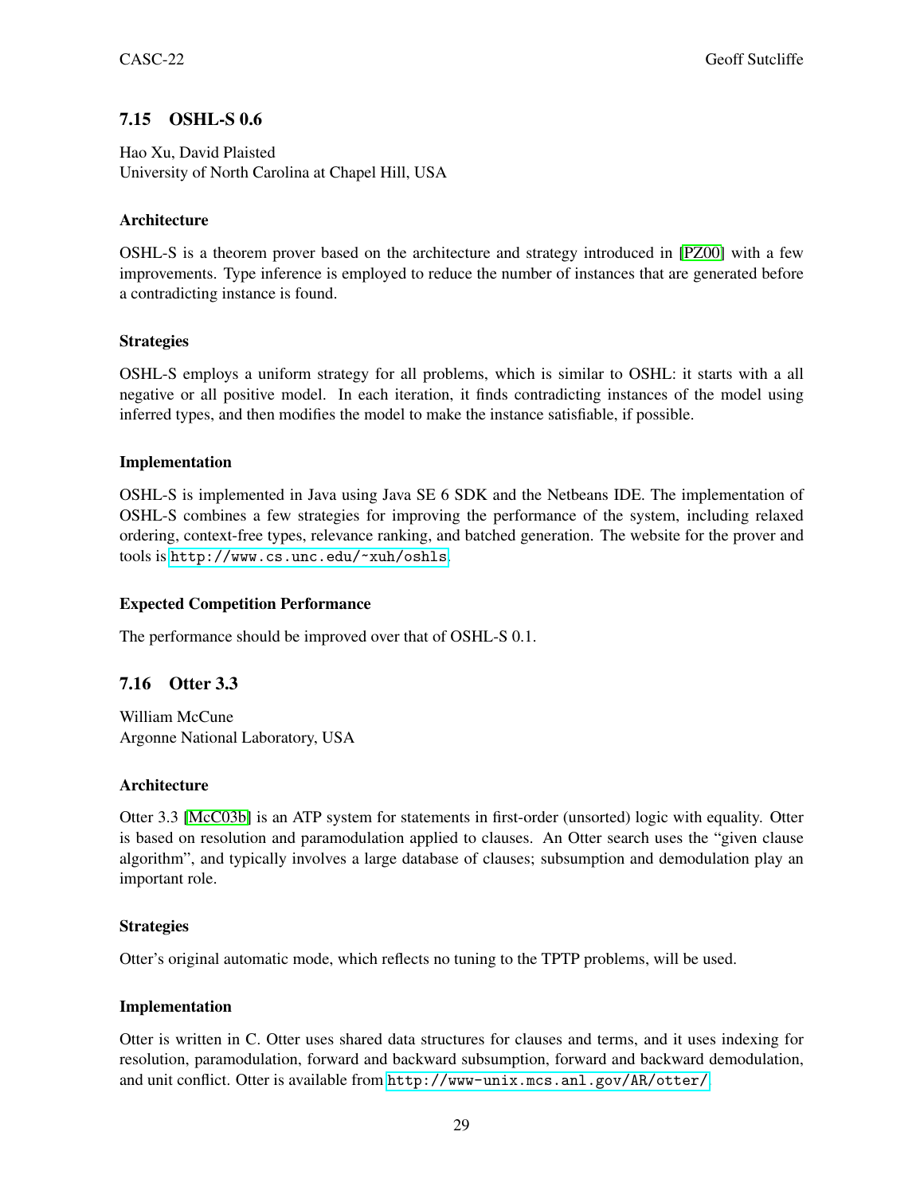### 7.15 OSHL-S 0.6

Hao Xu, David Plaisted
University of North Carolina at Chapel Hill, USA

#### Architecture

OSHL-S is a theorem prover based on the architecture and strategy introduced in [PZ00] with a few improvements. Type inference is employed to reduce the number of instances that are generated before a contradicting instance is found.

#### Strategies

OSHL-S employs a uniform strategy for all problems, which is similar to OSHL: it starts with a all negative or all positive model. In each iteration, it finds contradicting instances of the model using inferred types, and then modifies the model to make the instance satisfiable, if possible.

#### Implementation

OSHL-S is implemented in Java using Java SE 6 SDK and the Netbeans IDE. The implementation of OSHL-S combines a few strategies for improving the performance of the system, including relaxed ordering, context-free types, relevance ranking, and batched generation. The website for the prover and tools is `http://www.cs.unc.edu/~xuh/oshls`.

#### Expected Competition Performance

The performance should be improved over that of OSHL-S 0.1.

### 7.16 Otter 3.3

William McCune
Argonne National Laboratory, USA

#### Architecture

Otter 3.3 [McC03b] is an ATP system for statements in first-order (unsorted) logic with equality. Otter is based on resolution and paramodulation applied to clauses. An Otter search uses the "given clause algorithm", and typically involves a large database of clauses; subsumption and demodulation play an important role.

#### Strategies

Otter's original automatic mode, which reflects no tuning to the TPTP problems, will be used.

#### Implementation

Otter is written in C. Otter uses shared data structures for clauses and terms, and it uses indexing for resolution, paramodulation, forward and backward subsumption, forward and backward demodulation, and unit conflict. Otter is available from `http://www-unix.mcs.anl.gov/AR/otter/`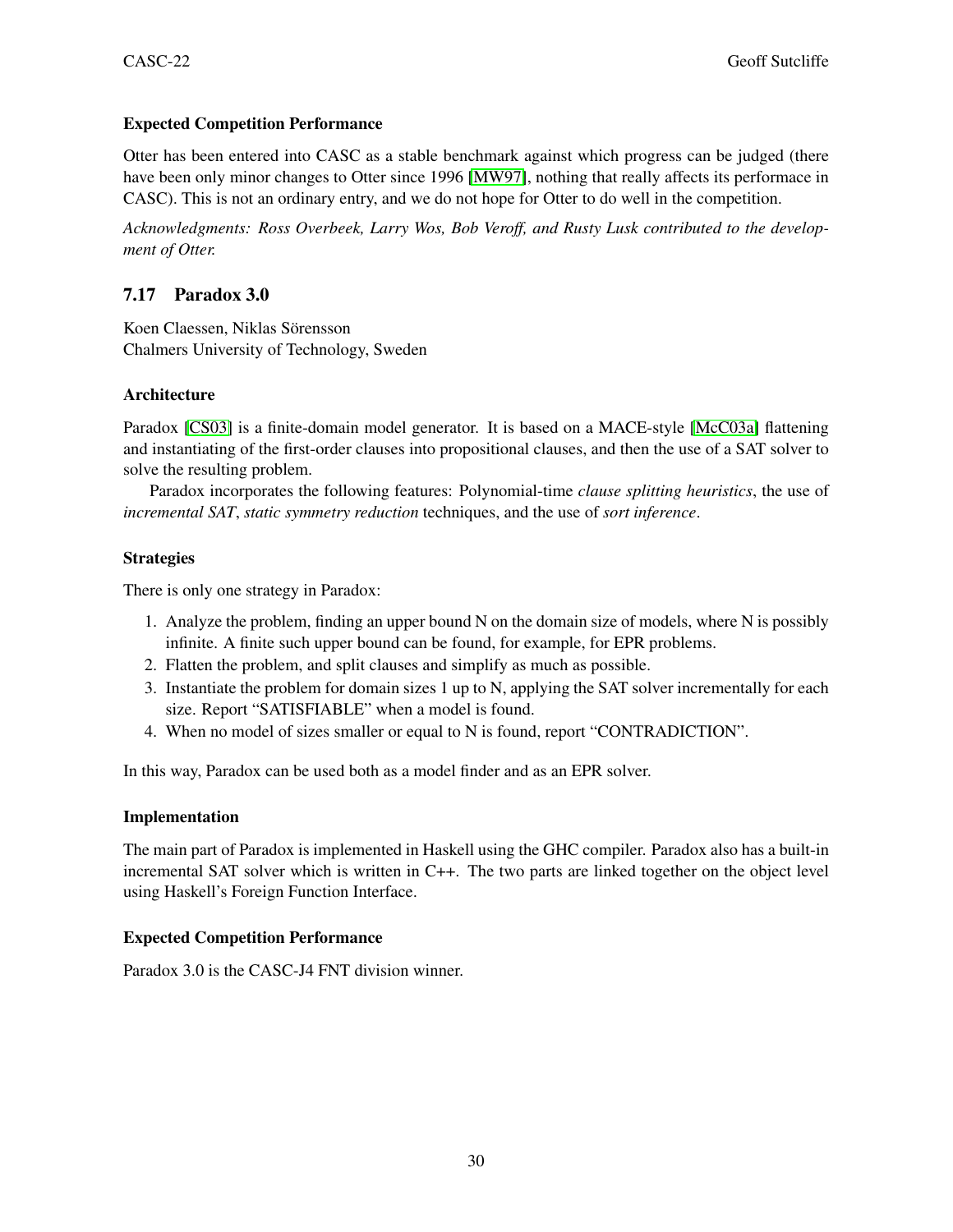#### Expected Competition Performance

Otter has been entered into CASC as a stable benchmark against which progress can be judged (there have been only minor changes to Otter since 1996 [MW97], nothing that really affects its performace in CASC). This is not an ordinary entry, and we do not hope for Otter to do well in the competition.

*Acknowledgments: Ross Overbeek, Larry Wos, Bob Veroff, and Rusty Lusk contributed to the development of Otter.*

### 7.17 Paradox 3.0

Koen Claessen, Niklas Sörensson
Chalmers University of Technology, Sweden

#### Architecture

Paradox [CS03] is a finite-domain model generator. It is based on a MACE-style [McC03a] flattening and instantiating of the first-order clauses into propositional clauses, and then the use of a SAT solver to solve the resulting problem.

Paradox incorporates the following features: Polynomial-time *clause splitting heuristics*, the use of *incremental SAT*, *static symmetry reduction* techniques, and the use of *sort inference*.

#### Strategies

There is only one strategy in Paradox:

1. Analyze the problem, finding an upper bound N on the domain size of models, where N is possibly infinite. A finite such upper bound can be found, for example, for EPR problems.
2. Flatten the problem, and split clauses and simplify as much as possible.
3. Instantiate the problem for domain sizes 1 up to N, applying the SAT solver incrementally for each size. Report "SATISFIABLE" when a model is found.
4. When no model of sizes smaller or equal to N is found, report "CONTRADICTION".

In this way, Paradox can be used both as a model finder and as an EPR solver.

#### Implementation

The main part of Paradox is implemented in Haskell using the GHC compiler. Paradox also has a built-in incremental SAT solver which is written in C++. The two parts are linked together on the object level using Haskell's Foreign Function Interface.

#### Expected Competition Performance

Paradox 3.0 is the CASC-J4 FNT division winner.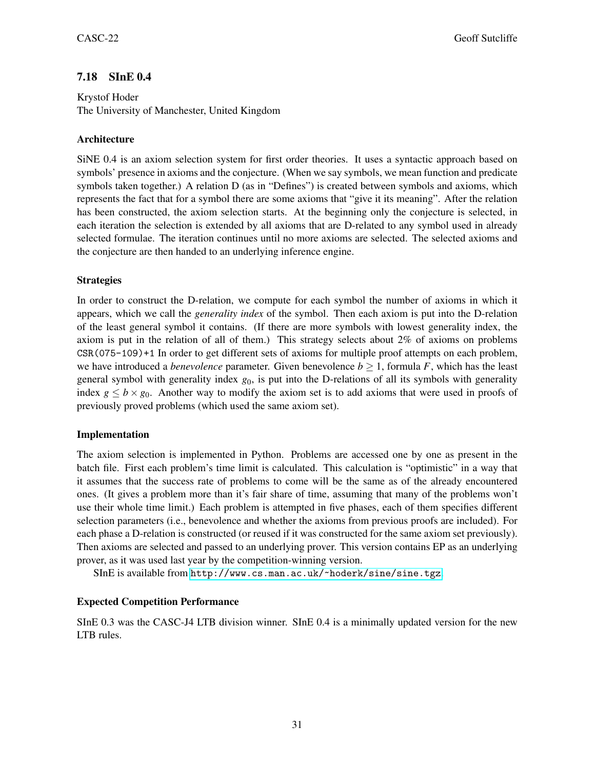## 7.18 SInE 0.4

Krystof Hoder
The University of Manchester, United Kingdom

### Architecture

SiNE 0.4 is an axiom selection system for first order theories. It uses a syntactic approach based on symbols' presence in axioms and the conjecture. (When we say symbols, we mean function and predicate symbols taken together.) A relation D (as in "Defines") is created between symbols and axioms, which represents the fact that for a symbol there are some axioms that "give it its meaning". After the relation has been constructed, the axiom selection starts. At the beginning only the conjecture is selected, in each iteration the selection is extended by all axioms that are D-related to any symbol used in already selected formulae. The iteration continues until no more axioms are selected. The selected axioms and the conjecture are then handed to an underlying inference engine.

### Strategies

In order to construct the D-relation, we compute for each symbol the number of axioms in which it appears, which we call the *generality index* of the symbol. Then each axiom is put into the D-relation of the least general symbol it contains. (If there are more symbols with lowest generality index, the axiom is put in the relation of all of them.) This strategy selects about 2% of axioms on problems `CSR(075-109)+1` In order to get different sets of axioms for multiple proof attempts on each problem, we have introduced a *benevolence* parameter. Given benevolence $b \geq 1$, formula $F$, which has the least general symbol with generality index $g_0$, is put into the D-relations of all its symbols with generality index $g \leq b \times g_0$. Another way to modify the axiom set is to add axioms that were used in proofs of previously proved problems (which used the same axiom set).

### Implementation

The axiom selection is implemented in Python. Problems are accessed one by one as present in the batch file. First each problem's time limit is calculated. This calculation is "optimistic" in a way that it assumes that the success rate of problems to come will be the same as of the already encountered ones. (It gives a problem more than it's fair share of time, assuming that many of the problems won't use their whole time limit.) Each problem is attempted in five phases, each of them specifies different selection parameters (i.e., benevolence and whether the axioms from previous proofs are included). For each phase a D-relation is constructed (or reused if it was constructed for the same axiom set previously). Then axioms are selected and passed to an underlying prover. This version contains EP as an underlying prover, as it was used last year by the competition-winning version.

SInE is available from http://www.cs.man.ac.uk/~hoderk/sine/sine.tgz

### Expected Competition Performance

SInE 0.3 was the CASC-J4 LTB division winner. SInE 0.4 is a minimally updated version for the new LTB rules.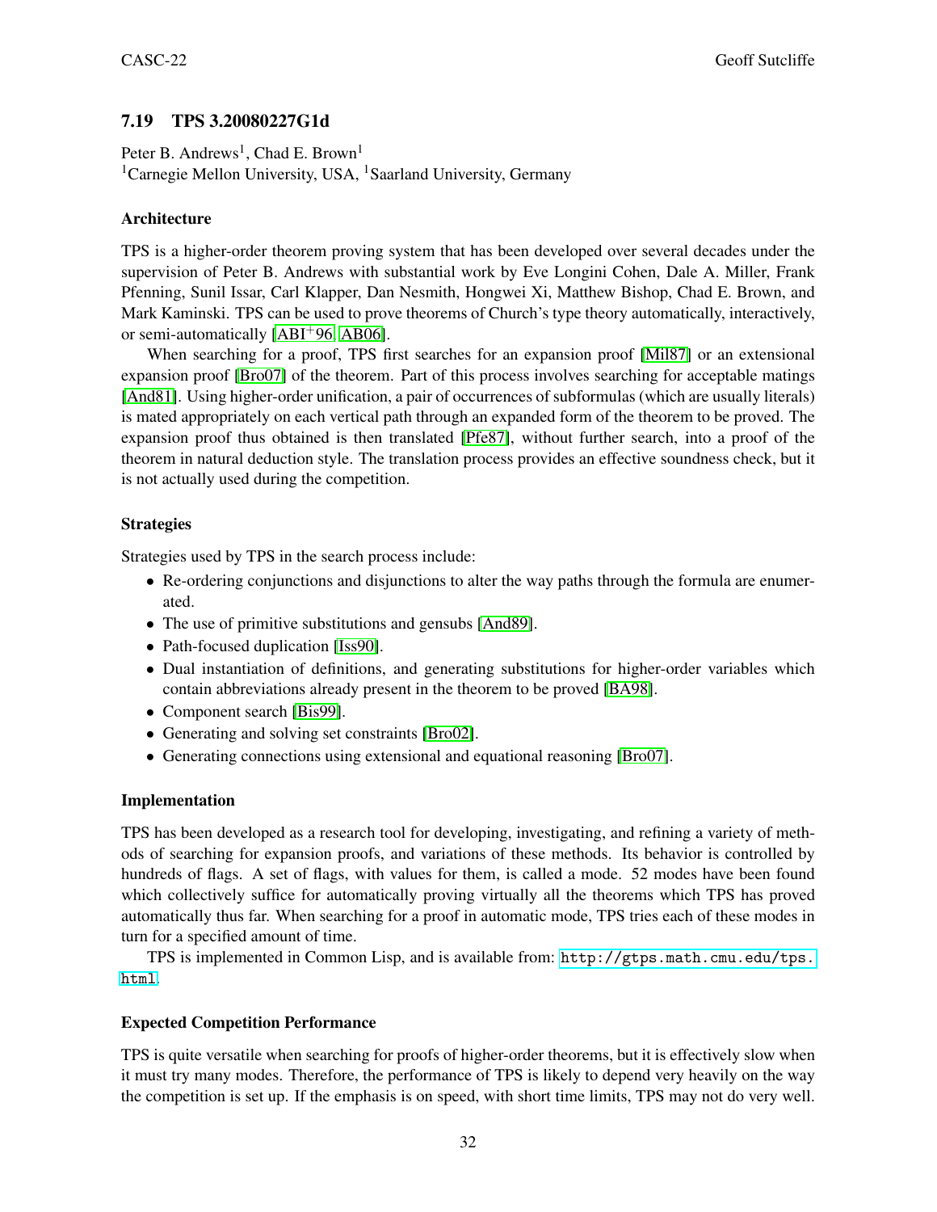### 7.19 TPS 3.20080227G1d

Peter B. Andrews[1], Chad E. Brown[1]
[1]Carnegie Mellon University, USA, [1]Saarland University, Germany

#### Architecture

TPS is a higher-order theorem proving system that has been developed over several decades under the supervision of Peter B. Andrews with substantial work by Eve Longini Cohen, Dale A. Miller, Frank Pfenning, Sunil Issar, Carl Klapper, Dan Nesmith, Hongwei Xi, Matthew Bishop, Chad E. Brown, and Mark Kaminski. TPS can be used to prove theorems of Church's type theory automatically, interactively, or semi-automatically [ABI+96, AB06].

When searching for a proof, TPS first searches for an expansion proof [Mil87] or an extensional expansion proof [Bro07] of the theorem. Part of this process involves searching for acceptable matings [And81]. Using higher-order unification, a pair of occurrences of subformulas (which are usually literals) is mated appropriately on each vertical path through an expanded form of the theorem to be proved. The expansion proof thus obtained is then translated [Pfe87], without further search, into a proof of the theorem in natural deduction style. The translation process provides an effective soundness check, but it is not actually used during the competition.

#### Strategies

Strategies used by TPS in the search process include:

- Re-ordering conjunctions and disjunctions to alter the way paths through the formula are enumerated.
- The use of primitive substitutions and gensubs [And89].
- Path-focused duplication [Iss90].
- Dual instantiation of definitions, and generating substitutions for higher-order variables which contain abbreviations already present in the theorem to be proved [BA98].
- Component search [Bis99].
- Generating and solving set constraints [Bro02].
- Generating connections using extensional and equational reasoning [Bro07].

#### Implementation

TPS has been developed as a research tool for developing, investigating, and refining a variety of methods of searching for expansion proofs, and variations of these methods. Its behavior is controlled by hundreds of flags. A set of flags, with values for them, is called a mode. 52 modes have been found which collectively suffice for automatically proving virtually all the theorems which TPS has proved automatically thus far. When searching for a proof in automatic mode, TPS tries each of these modes in turn for a specified amount of time.

TPS is implemented in Common Lisp, and is available from: http://gtps.math.cmu.edu/tps.html.

#### Expected Competition Performance

TPS is quite versatile when searching for proofs of higher-order theorems, but it is effectively slow when it must try many modes. Therefore, the performance of TPS is likely to depend very heavily on the way the competition is set up. If the emphasis is on speed, with short time limits, TPS may not do very well.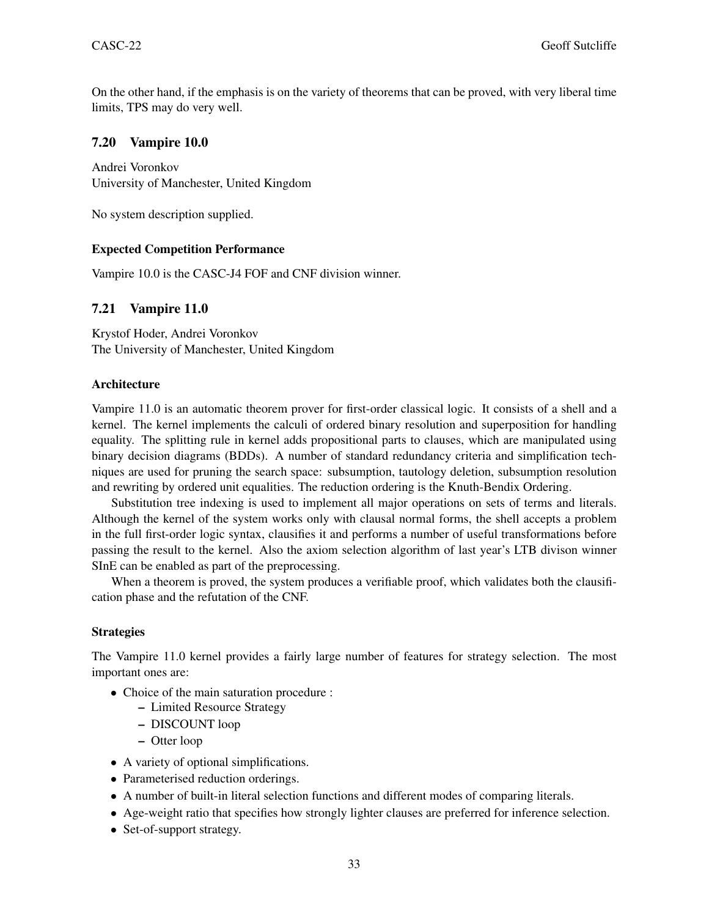On the other hand, if the emphasis is on the variety of theorems that can be proved, with very liberal time limits, TPS may do very well.

### 7.20 Vampire 10.0

Andrei Voronkov
University of Manchester, United Kingdom

No system description supplied.

#### Expected Competition Performance

Vampire 10.0 is the CASC-J4 FOF and CNF division winner.

### 7.21 Vampire 11.0

Krystof Hoder, Andrei Voronkov
The University of Manchester, United Kingdom

#### Architecture

Vampire 11.0 is an automatic theorem prover for first-order classical logic. It consists of a shell and a kernel. The kernel implements the calculi of ordered binary resolution and superposition for handling equality. The splitting rule in kernel adds propositional parts to clauses, which are manipulated using binary decision diagrams (BDDs). A number of standard redundancy criteria and simplification techniques are used for pruning the search space: subsumption, tautology deletion, subsumption resolution and rewriting by ordered unit equalities. The reduction ordering is the Knuth-Bendix Ordering.

Substitution tree indexing is used to implement all major operations on sets of terms and literals. Although the kernel of the system works only with clausal normal forms, the shell accepts a problem in the full first-order logic syntax, clausifies it and performs a number of useful transformations before passing the result to the kernel. Also the axiom selection algorithm of last year's LTB divison winner SInE can be enabled as part of the preprocessing.

When a theorem is proved, the system produces a verifiable proof, which validates both the clausification phase and the refutation of the CNF.

#### Strategies

The Vampire 11.0 kernel provides a fairly large number of features for strategy selection. The most important ones are:

- Choice of the main saturation procedure :
  - Limited Resource Strategy
  - DISCOUNT loop
  - Otter loop
- A variety of optional simplifications.
- Parameterised reduction orderings.
- A number of built-in literal selection functions and different modes of comparing literals.
- Age-weight ratio that specifies how strongly lighter clauses are preferred for inference selection.
- Set-of-support strategy.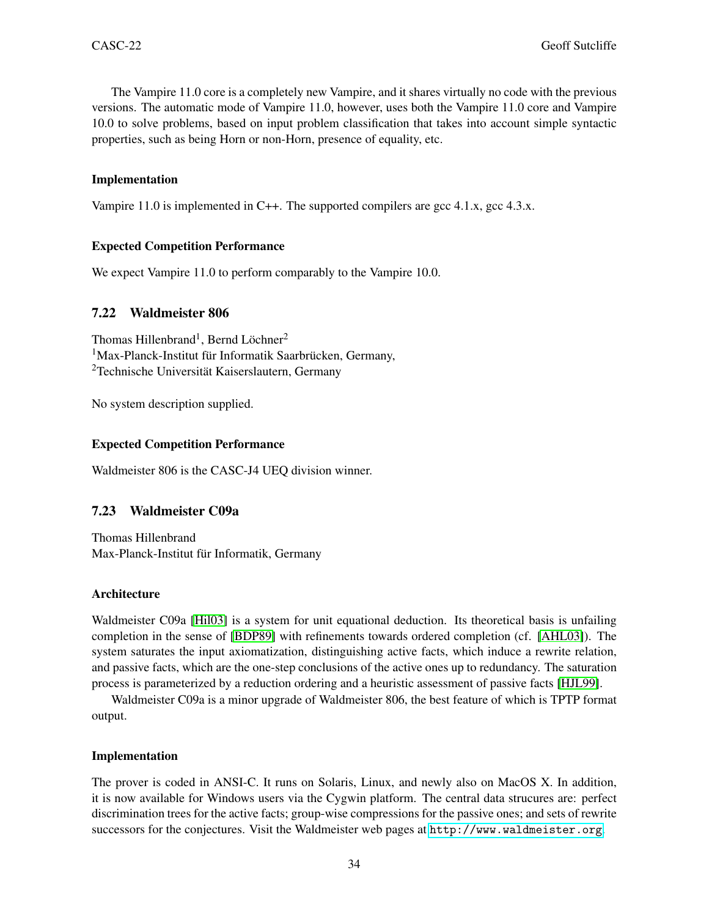The Vampire 11.0 core is a completely new Vampire, and it shares virtually no code with the previous versions. The automatic mode of Vampire 11.0, however, uses both the Vampire 11.0 core and Vampire 10.0 to solve problems, based on input problem classification that takes into account simple syntactic properties, such as being Horn or non-Horn, presence of equality, etc.

#### Implementation

Vampire 11.0 is implemented in C++. The supported compilers are gcc 4.1.x, gcc 4.3.x.

#### Expected Competition Performance

We expect Vampire 11.0 to perform comparably to the Vampire 10.0.

### 7.22 Waldmeister 806

Thomas Hillenbrand[1], Bernd Löchner[2]
[1]Max-Planck-Institut für Informatik Saarbrücken, Germany,
[2]Technische Universität Kaiserslautern, Germany

No system description supplied.

#### Expected Competition Performance

Waldmeister 806 is the CASC-J4 UEQ division winner.

### 7.23 Waldmeister C09a

Thomas Hillenbrand
Max-Planck-Institut für Informatik, Germany

#### Architecture

Waldmeister C09a [Hil03] is a system for unit equational deduction. Its theoretical basis is unfailing completion in the sense of [BDP89] with refinements towards ordered completion (cf. [AHL03]). The system saturates the input axiomatization, distinguishing active facts, which induce a rewrite relation, and passive facts, which are the one-step conclusions of the active ones up to redundancy. The saturation process is parameterized by a reduction ordering and a heuristic assessment of passive facts [HJL99].

Waldmeister C09a is a minor upgrade of Waldmeister 806, the best feature of which is TPTP format output.

#### Implementation

The prover is coded in ANSI-C. It runs on Solaris, Linux, and newly also on MacOS X. In addition, it is now available for Windows users via the Cygwin platform. The central data strucures are: perfect discrimination trees for the active facts; group-wise compressions for the passive ones; and sets of rewrite successors for the conjectures. Visit the Waldmeister web pages at `http://www.waldmeister.org`.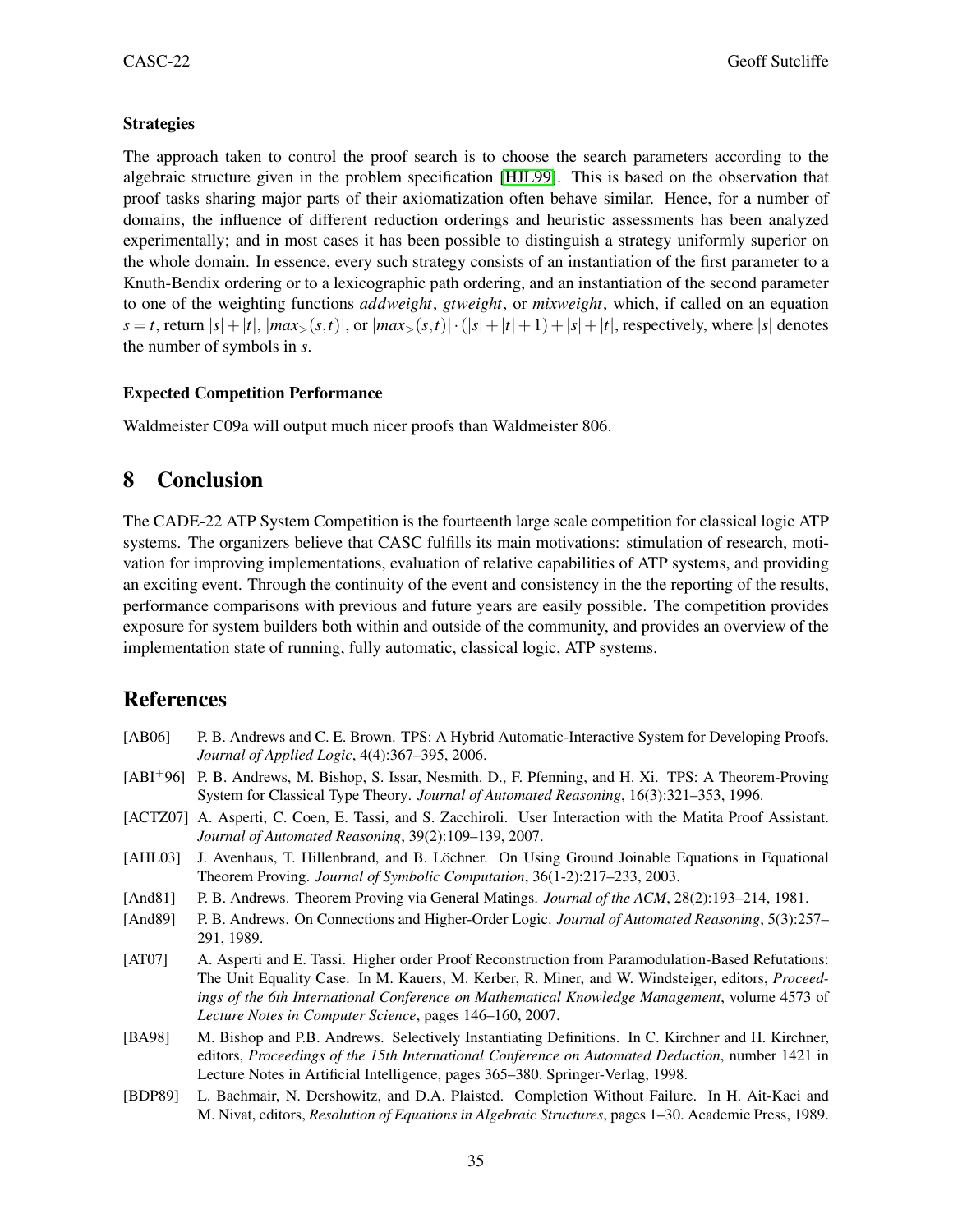#### Strategies

The approach taken to control the proof search is to choose the search parameters according to the algebraic structure given in the problem specification [HJL99]. This is based on the observation that proof tasks sharing major parts of their axiomatization often behave similar. Hence, for a number of domains, the influence of different reduction orderings and heuristic assessments has been analyzed experimentally; and in most cases it has been possible to distinguish a strategy uniformly superior on the whole domain. In essence, every such strategy consists of an instantiation of the first parameter to a Knuth-Bendix ordering or to a lexicographic path ordering, and an instantiation of the second parameter to one of the weighting functions *addweight*, *gtweight*, or *mixweight*, which, if called on an equation $s = t$, return $|s| + |t|$, $|max_{>}(s,t)|$, or $|max_{>}(s,t)| \cdot (|s| + |t| + 1) + |s| + |t|$, respectively, where $|s|$ denotes the number of symbols in $s$.

#### Expected Competition Performance

Waldmeister C09a will output much nicer proofs than Waldmeister 806.

## 8 Conclusion

The CADE-22 ATP System Competition is the fourteenth large scale competition for classical logic ATP systems. The organizers believe that CASC fulfills its main motivations: stimulation of research, motivation for improving implementations, evaluation of relative capabilities of ATP systems, and providing an exciting event. Through the continuity of the event and consistency in the the reporting of the results, performance comparisons with previous and future years are easily possible. The competition provides exposure for system builders both within and outside of the community, and provides an overview of the implementation state of running, fully automatic, classical logic, ATP systems.

## References

[AB06] P. B. Andrews and C. E. Brown. TPS: A Hybrid Automatic-Interactive System for Developing Proofs. *Journal of Applied Logic*, 4(4):367–395, 2006.

[ABI+96] P. B. Andrews, M. Bishop, S. Issar, Nesmith. D., F. Pfenning, and H. Xi. TPS: A Theorem-Proving System for Classical Type Theory. *Journal of Automated Reasoning*, 16(3):321–353, 1996.

[ACTZ07] A. Asperti, C. Coen, E. Tassi, and S. Zacchiroli. User Interaction with the Matita Proof Assistant. *Journal of Automated Reasoning*, 39(2):109–139, 2007.

[AHL03] J. Avenhaus, T. Hillenbrand, and B. Löchner. On Using Ground Joinable Equations in Equational Theorem Proving. *Journal of Symbolic Computation*, 36(1-2):217–233, 2003.

[And81] P. B. Andrews. Theorem Proving via General Matings. *Journal of the ACM*, 28(2):193–214, 1981.

[And89] P. B. Andrews. On Connections and Higher-Order Logic. *Journal of Automated Reasoning*, 5(3):257–291, 1989.

[AT07] A. Asperti and E. Tassi. Higher order Proof Reconstruction from Paramodulation-Based Refutations: The Unit Equality Case. In M. Kauers, M. Kerber, R. Miner, and W. Windsteiger, editors, *Proceedings of the 6th International Conference on Mathematical Knowledge Management*, volume 4573 of *Lecture Notes in Computer Science*, pages 146–160, 2007.

[BA98] M. Bishop and P.B. Andrews. Selectively Instantiating Definitions. In C. Kirchner and H. Kirchner, editors, *Proceedings of the 15th International Conference on Automated Deduction*, number 1421 in Lecture Notes in Artificial Intelligence, pages 365–380. Springer-Verlag, 1998.

[BDP89] L. Bachmair, N. Dershowitz, and D.A. Plaisted. Completion Without Failure. In H. Ait-Kaci and M. Nivat, editors, *Resolution of Equations in Algebraic Structures*, pages 1–30. Academic Press, 1989.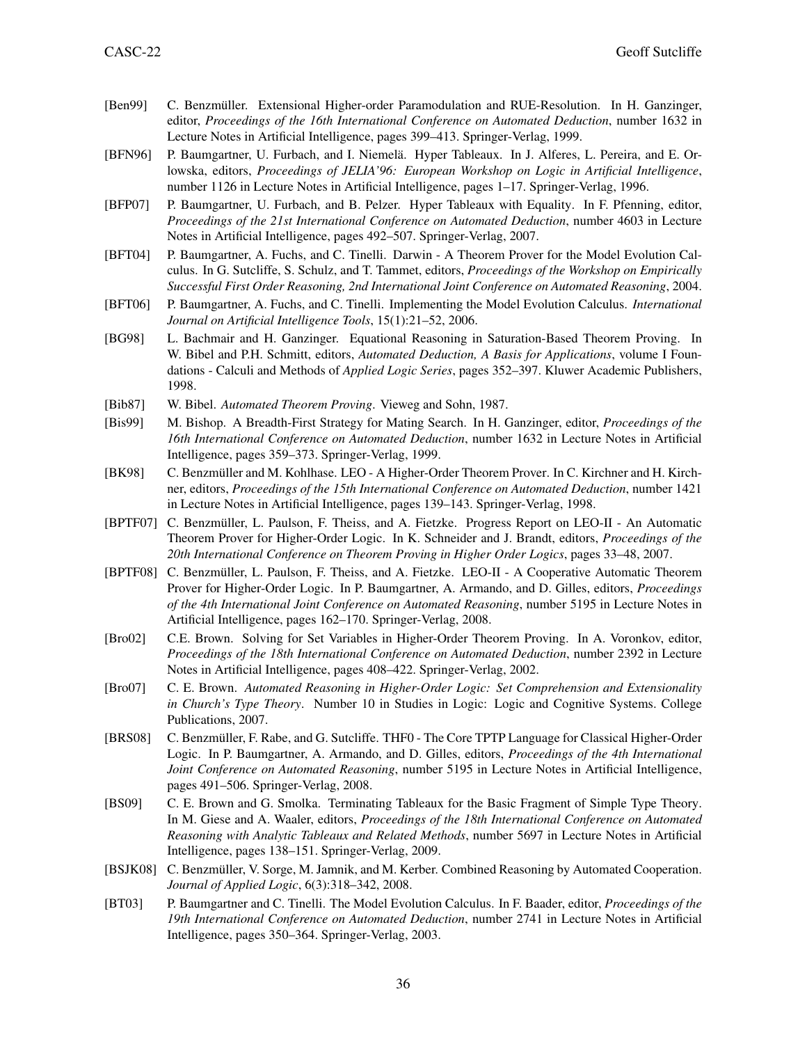- [Ben99] C. Benzmüller. Extensional Higher-order Paramodulation and RUE-Resolution. In H. Ganzinger, editor, *Proceedings of the 16th International Conference on Automated Deduction*, number 1632 in Lecture Notes in Artificial Intelligence, pages 399–413. Springer-Verlag, 1999.
- [BFN96] P. Baumgartner, U. Furbach, and I. Niemelä. Hyper Tableaux. In J. Alferes, L. Pereira, and E. Orlowska, editors, *Proceedings of JELIA'96: European Workshop on Logic in Artificial Intelligence*, number 1126 in Lecture Notes in Artificial Intelligence, pages 1–17. Springer-Verlag, 1996.
- [BFP07] P. Baumgartner, U. Furbach, and B. Pelzer. Hyper Tableaux with Equality. In F. Pfenning, editor, *Proceedings of the 21st International Conference on Automated Deduction*, number 4603 in Lecture Notes in Artificial Intelligence, pages 492–507. Springer-Verlag, 2007.
- [BFT04] P. Baumgartner, A. Fuchs, and C. Tinelli. Darwin - A Theorem Prover for the Model Evolution Calculus. In G. Sutcliffe, S. Schulz, and T. Tammet, editors, *Proceedings of the Workshop on Empirically Successful First Order Reasoning, 2nd International Joint Conference on Automated Reasoning*, 2004.
- [BFT06] P. Baumgartner, A. Fuchs, and C. Tinelli. Implementing the Model Evolution Calculus. *International Journal on Artificial Intelligence Tools*, 15(1):21–52, 2006.
- [BG98] L. Bachmair and H. Ganzinger. Equational Reasoning in Saturation-Based Theorem Proving. In W. Bibel and P.H. Schmitt, editors, *Automated Deduction, A Basis for Applications*, volume I Foundations - Calculi and Methods of *Applied Logic Series*, pages 352–397. Kluwer Academic Publishers, 1998.
- [Bib87] W. Bibel. *Automated Theorem Proving*. Vieweg and Sohn, 1987.
- [Bis99] M. Bishop. A Breadth-First Strategy for Mating Search. In H. Ganzinger, editor, *Proceedings of the 16th International Conference on Automated Deduction*, number 1632 in Lecture Notes in Artificial Intelligence, pages 359–373. Springer-Verlag, 1999.
- [BK98] C. Benzmüller and M. Kohlhase. LEO - A Higher-Order Theorem Prover. In C. Kirchner and H. Kirchner, editors, *Proceedings of the 15th International Conference on Automated Deduction*, number 1421 in Lecture Notes in Artificial Intelligence, pages 139–143. Springer-Verlag, 1998.
- [BPTF07] C. Benzmüller, L. Paulson, F. Theiss, and A. Fietzke. Progress Report on LEO-II - An Automatic Theorem Prover for Higher-Order Logic. In K. Schneider and J. Brandt, editors, *Proceedings of the 20th International Conference on Theorem Proving in Higher Order Logics*, pages 33–48, 2007.
- [BPTF08] C. Benzmüller, L. Paulson, F. Theiss, and A. Fietzke. LEO-II - A Cooperative Automatic Theorem Prover for Higher-Order Logic. In P. Baumgartner, A. Armando, and D. Gilles, editors, *Proceedings of the 4th International Joint Conference on Automated Reasoning*, number 5195 in Lecture Notes in Artificial Intelligence, pages 162–170. Springer-Verlag, 2008.
- [Bro02] C.E. Brown. Solving for Set Variables in Higher-Order Theorem Proving. In A. Voronkov, editor, *Proceedings of the 18th International Conference on Automated Deduction*, number 2392 in Lecture Notes in Artificial Intelligence, pages 408–422. Springer-Verlag, 2002.
- [Bro07] C. E. Brown. *Automated Reasoning in Higher-Order Logic: Set Comprehension and Extensionality in Church's Type Theory*. Number 10 in Studies in Logic: Logic and Cognitive Systems. College Publications, 2007.
- [BRS08] C. Benzmüller, F. Rabe, and G. Sutcliffe. THF0 - The Core TPTP Language for Classical Higher-Order Logic. In P. Baumgartner, A. Armando, and D. Gilles, editors, *Proceedings of the 4th International Joint Conference on Automated Reasoning*, number 5195 in Lecture Notes in Artificial Intelligence, pages 491–506. Springer-Verlag, 2008.
- [BS09] C. E. Brown and G. Smolka. Terminating Tableaux for the Basic Fragment of Simple Type Theory. In M. Giese and A. Waaler, editors, *Proceedings of the 18th International Conference on Automated Reasoning with Analytic Tableaux and Related Methods*, number 5697 in Lecture Notes in Artificial Intelligence, pages 138–151. Springer-Verlag, 2009.
- [BSJK08] C. Benzmüller, V. Sorge, M. Jamnik, and M. Kerber. Combined Reasoning by Automated Cooperation. *Journal of Applied Logic*, 6(3):318–342, 2008.
- [BT03] P. Baumgartner and C. Tinelli. The Model Evolution Calculus. In F. Baader, editor, *Proceedings of the 19th International Conference on Automated Deduction*, number 2741 in Lecture Notes in Artificial Intelligence, pages 350–364. Springer-Verlag, 2003.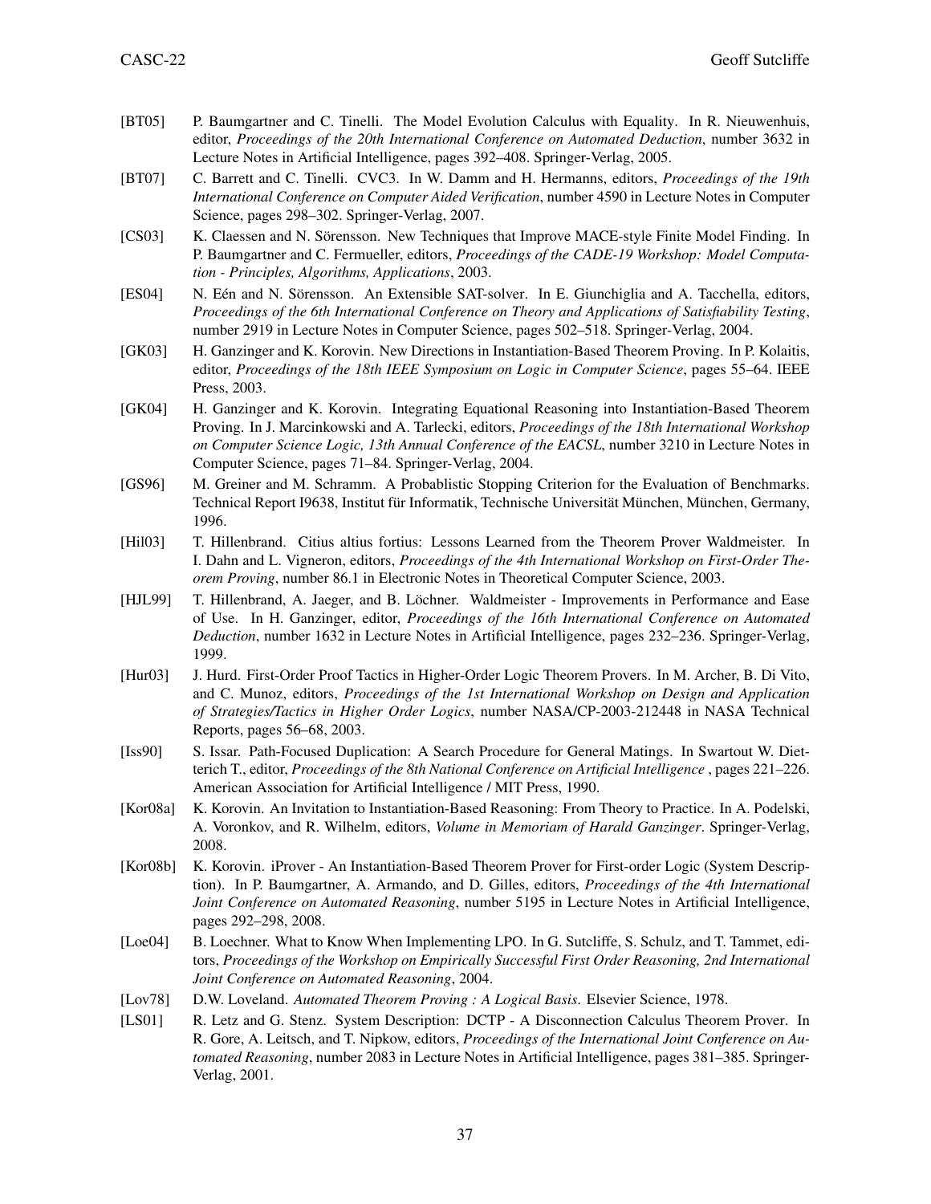[BT05] P. Baumgartner and C. Tinelli. The Model Evolution Calculus with Equality. In R. Nieuwenhuis, editor, *Proceedings of the 20th International Conference on Automated Deduction*, number 3632 in Lecture Notes in Artificial Intelligence, pages 392–408. Springer-Verlag, 2005.

[BT07] C. Barrett and C. Tinelli. CVC3. In W. Damm and H. Hermanns, editors, *Proceedings of the 19th International Conference on Computer Aided Verification*, number 4590 in Lecture Notes in Computer Science, pages 298–302. Springer-Verlag, 2007.

[CS03] K. Claessen and N. Sörensson. New Techniques that Improve MACE-style Finite Model Finding. In P. Baumgartner and C. Fermueller, editors, *Proceedings of the CADE-19 Workshop: Model Computation - Principles, Algorithms, Applications*, 2003.

[ES04] N. Eén and N. Sörensson. An Extensible SAT-solver. In E. Giunchiglia and A. Tacchella, editors, *Proceedings of the 6th International Conference on Theory and Applications of Satisfiability Testing*, number 2919 in Lecture Notes in Computer Science, pages 502–518. Springer-Verlag, 2004.

[GK03] H. Ganzinger and K. Korovin. New Directions in Instantiation-Based Theorem Proving. In P. Kolaitis, editor, *Proceedings of the 18th IEEE Symposium on Logic in Computer Science*, pages 55–64. IEEE Press, 2003.

[GK04] H. Ganzinger and K. Korovin. Integrating Equational Reasoning into Instantiation-Based Theorem Proving. In J. Marcinkowski and A. Tarlecki, editors, *Proceedings of the 18th International Workshop on Computer Science Logic, 13th Annual Conference of the EACSL*, number 3210 in Lecture Notes in Computer Science, pages 71–84. Springer-Verlag, 2004.

[GS96] M. Greiner and M. Schramm. A Probablistic Stopping Criterion for the Evaluation of Benchmarks. Technical Report I9638, Institut für Informatik, Technische Universität München, München, Germany, 1996.

[Hil03] T. Hillenbrand. Citius altius fortius: Lessons Learned from the Theorem Prover Waldmeister. In I. Dahn and L. Vigneron, editors, *Proceedings of the 4th International Workshop on First-Order Theorem Proving*, number 86.1 in Electronic Notes in Theoretical Computer Science, 2003.

[HJL99] T. Hillenbrand, A. Jaeger, and B. Löchner. Waldmeister - Improvements in Performance and Ease of Use. In H. Ganzinger, editor, *Proceedings of the 16th International Conference on Automated Deduction*, number 1632 in Lecture Notes in Artificial Intelligence, pages 232–236. Springer-Verlag, 1999.

[Hur03] J. Hurd. First-Order Proof Tactics in Higher-Order Logic Theorem Provers. In M. Archer, B. Di Vito, and C. Munoz, editors, *Proceedings of the 1st International Workshop on Design and Application of Strategies/Tactics in Higher Order Logics*, number NASA/CP-2003-212448 in NASA Technical Reports, pages 56–68, 2003.

[Iss90] S. Issar. Path-Focused Duplication: A Search Procedure for General Matings. In Swartout W. Dietterich T., editor, *Proceedings of the 8th National Conference on Artificial Intelligence* , pages 221–226. American Association for Artificial Intelligence / MIT Press, 1990.

[Kor08a] K. Korovin. An Invitation to Instantiation-Based Reasoning: From Theory to Practice. In A. Podelski, A. Voronkov, and R. Wilhelm, editors, *Volume in Memoriam of Harald Ganzinger*. Springer-Verlag, 2008.

[Kor08b] K. Korovin. iProver - An Instantiation-Based Theorem Prover for First-order Logic (System Description). In P. Baumgartner, A. Armando, and D. Gilles, editors, *Proceedings of the 4th International Joint Conference on Automated Reasoning*, number 5195 in Lecture Notes in Artificial Intelligence, pages 292–298, 2008.

[Loe04] B. Loechner. What to Know When Implementing LPO. In G. Sutcliffe, S. Schulz, and T. Tammet, editors, *Proceedings of the Workshop on Empirically Successful First Order Reasoning, 2nd International Joint Conference on Automated Reasoning*, 2004.

[Lov78] D.W. Loveland. *Automated Theorem Proving : A Logical Basis*. Elsevier Science, 1978.

[LS01] R. Letz and G. Stenz. System Description: DCTP - A Disconnection Calculus Theorem Prover. In R. Gore, A. Leitsch, and T. Nipkow, editors, *Proceedings of the International Joint Conference on Automated Reasoning*, number 2083 in Lecture Notes in Artificial Intelligence, pages 381–385. Springer-Verlag, 2001.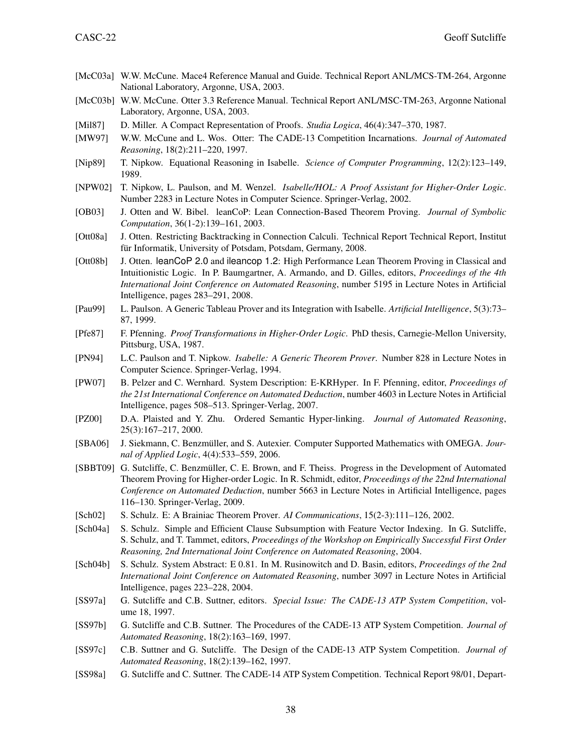[McC03a] W.W. McCune. Mace4 Reference Manual and Guide. Technical Report ANL/MCS-TM-264, Argonne National Laboratory, Argonne, USA, 2003.

[McC03b] W.W. McCune. Otter 3.3 Reference Manual. Technical Report ANL/MSC-TM-263, Argonne National Laboratory, Argonne, USA, 2003.

[Mil87] D. Miller. A Compact Representation of Proofs. *Studia Logica*, 46(4):347–370, 1987.

[MW97] W.W. McCune and L. Wos. Otter: The CADE-13 Competition Incarnations. *Journal of Automated Reasoning*, 18(2):211–220, 1997.

[Nip89] T. Nipkow. Equational Reasoning in Isabelle. *Science of Computer Programming*, 12(2):123–149, 1989.

[NPW02] T. Nipkow, L. Paulson, and M. Wenzel. *Isabelle/HOL: A Proof Assistant for Higher-Order Logic*. Number 2283 in Lecture Notes in Computer Science. Springer-Verlag, 2002.

[OB03] J. Otten and W. Bibel. leanCoP: Lean Connection-Based Theorem Proving. *Journal of Symbolic Computation*, 36(1-2):139–161, 2003.

[Ott08a] J. Otten. Restricting Backtracking in Connection Calculi. Technical Report Technical Report, Institut für Informatik, University of Potsdam, Potsdam, Germany, 2008.

[Ott08b] J. Otten. leanCoP 2.0 and ileancop 1.2: High Performance Lean Theorem Proving in Classical and Intuitionistic Logic. In P. Baumgartner, A. Armando, and D. Gilles, editors, *Proceedings of the 4th International Joint Conference on Automated Reasoning*, number 5195 in Lecture Notes in Artificial Intelligence, pages 283–291, 2008.

[Pau99] L. Paulson. A Generic Tableau Prover and its Integration with Isabelle. *Artificial Intelligence*, 5(3):73–87, 1999.

[Pfe87] F. Pfenning. *Proof Transformations in Higher-Order Logic*. PhD thesis, Carnegie-Mellon University, Pittsburg, USA, 1987.

[PN94] L.C. Paulson and T. Nipkow. *Isabelle: A Generic Theorem Prover*. Number 828 in Lecture Notes in Computer Science. Springer-Verlag, 1994.

[PW07] B. Pelzer and C. Wernhard. System Description: E-KRHyper. In F. Pfenning, editor, *Proceedings of the 21st International Conference on Automated Deduction*, number 4603 in Lecture Notes in Artificial Intelligence, pages 508–513. Springer-Verlag, 2007.

[PZ00] D.A. Plaisted and Y. Zhu. Ordered Semantic Hyper-linking. *Journal of Automated Reasoning*, 25(3):167–217, 2000.

[SBA06] J. Siekmann, C. Benzmüller, and S. Autexier. Computer Supported Mathematics with OMEGA. *Journal of Applied Logic*, 4(4):533–559, 2006.

[SBBT09] G. Sutcliffe, C. Benzmüller, C. E. Brown, and F. Theiss. Progress in the Development of Automated Theorem Proving for Higher-order Logic. In R. Schmidt, editor, *Proceedings of the 22nd International Conference on Automated Deduction*, number 5663 in Lecture Notes in Artificial Intelligence, pages 116–130. Springer-Verlag, 2009.

[Sch02] S. Schulz. E: A Brainiac Theorem Prover. *AI Communications*, 15(2-3):111–126, 2002.

[Sch04a] S. Schulz. Simple and Efficient Clause Subsumption with Feature Vector Indexing. In G. Sutcliffe, S. Schulz, and T. Tammet, editors, *Proceedings of the Workshop on Empirically Successful First Order Reasoning, 2nd International Joint Conference on Automated Reasoning*, 2004.

[Sch04b] S. Schulz. System Abstract: E 0.81. In M. Rusinowitch and D. Basin, editors, *Proceedings of the 2nd International Joint Conference on Automated Reasoning*, number 3097 in Lecture Notes in Artificial Intelligence, pages 223–228, 2004.

[SS97a] G. Sutcliffe and C.B. Suttner, editors. *Special Issue: The CADE-13 ATP System Competition*, volume 18, 1997.

[SS97b] G. Sutcliffe and C.B. Suttner. The Procedures of the CADE-13 ATP System Competition. *Journal of Automated Reasoning*, 18(2):163–169, 1997.

[SS97c] C.B. Suttner and G. Sutcliffe. The Design of the CADE-13 ATP System Competition. *Journal of Automated Reasoning*, 18(2):139–162, 1997.

[SS98a] G. Sutcliffe and C. Suttner. The CADE-14 ATP System Competition. Technical Report 98/01, Depart-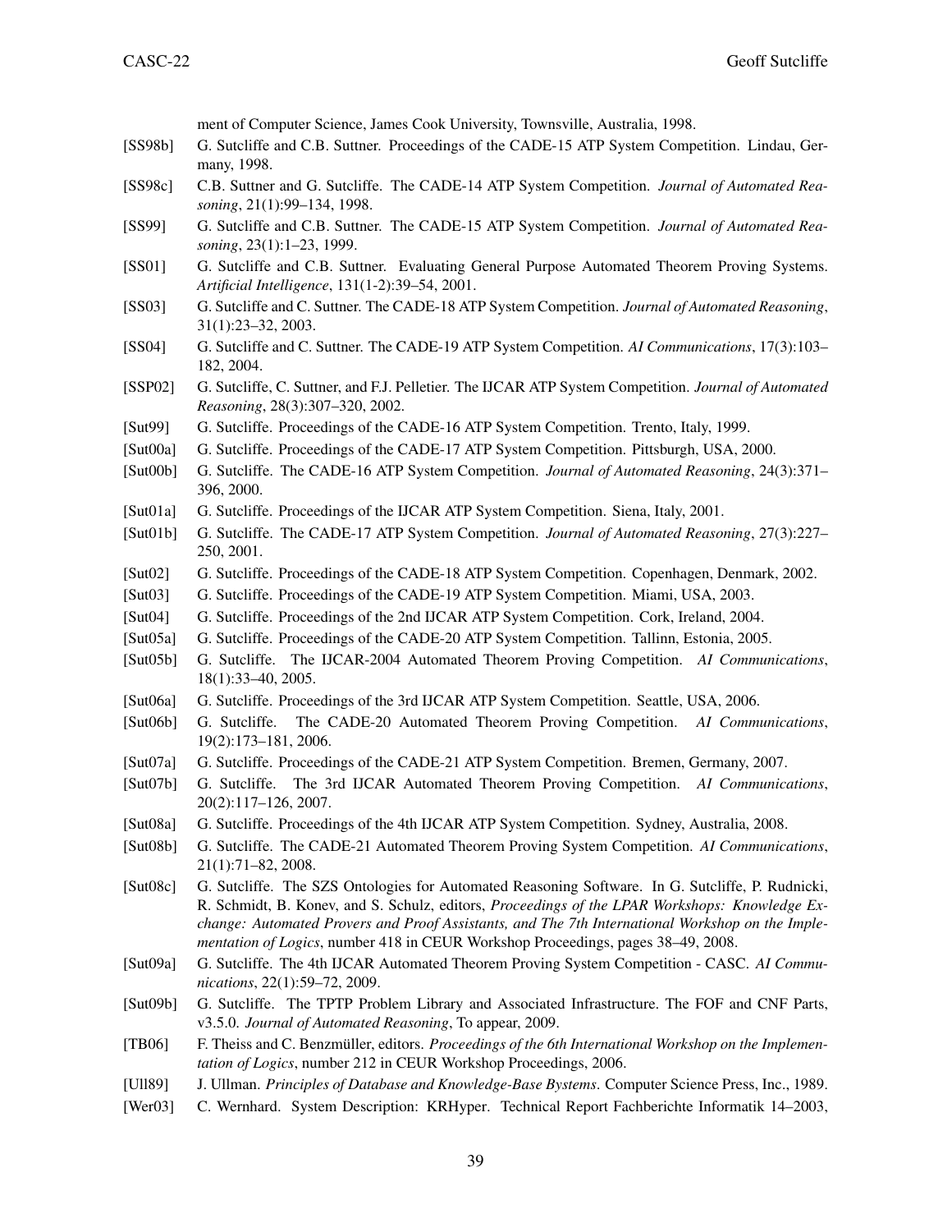ment of Computer Science, James Cook University, Townsville, Australia, 1998.

[SS98b] G. Sutcliffe and C.B. Suttner. Proceedings of the CADE-15 ATP System Competition. Lindau, Germany, 1998.

[SS98c] C.B. Suttner and G. Sutcliffe. The CADE-14 ATP System Competition. *Journal of Automated Reasoning*, 21(1):99–134, 1998.

[SS99] G. Sutcliffe and C.B. Suttner. The CADE-15 ATP System Competition. *Journal of Automated Reasoning*, 23(1):1–23, 1999.

[SS01] G. Sutcliffe and C.B. Suttner. Evaluating General Purpose Automated Theorem Proving Systems. *Artificial Intelligence*, 131(1-2):39–54, 2001.

[SS03] G. Sutcliffe and C. Suttner. The CADE-18 ATP System Competition. *Journal of Automated Reasoning*, 31(1):23–32, 2003.

[SS04] G. Sutcliffe and C. Suttner. The CADE-19 ATP System Competition. *AI Communications*, 17(3):103–182, 2004.

[SSP02] G. Sutcliffe, C. Suttner, and F.J. Pelletier. The IJCAR ATP System Competition. *Journal of Automated Reasoning*, 28(3):307–320, 2002.

[Sut99] G. Sutcliffe. Proceedings of the CADE-16 ATP System Competition. Trento, Italy, 1999.

[Sut00a] G. Sutcliffe. Proceedings of the CADE-17 ATP System Competition. Pittsburgh, USA, 2000.

[Sut00b] G. Sutcliffe. The CADE-16 ATP System Competition. *Journal of Automated Reasoning*, 24(3):371–396, 2000.

[Sut01a] G. Sutcliffe. Proceedings of the IJCAR ATP System Competition. Siena, Italy, 2001.

[Sut01b] G. Sutcliffe. The CADE-17 ATP System Competition. *Journal of Automated Reasoning*, 27(3):227–250, 2001.

[Sut02] G. Sutcliffe. Proceedings of the CADE-18 ATP System Competition. Copenhagen, Denmark, 2002.

[Sut03] G. Sutcliffe. Proceedings of the CADE-19 ATP System Competition. Miami, USA, 2003.

[Sut04] G. Sutcliffe. Proceedings of the 2nd IJCAR ATP System Competition. Cork, Ireland, 2004.

[Sut05a] G. Sutcliffe. Proceedings of the CADE-20 ATP System Competition. Tallinn, Estonia, 2005.

[Sut05b] G. Sutcliffe. The IJCAR-2004 Automated Theorem Proving Competition. *AI Communications*, 18(1):33–40, 2005.

[Sut06a] G. Sutcliffe. Proceedings of the 3rd IJCAR ATP System Competition. Seattle, USA, 2006.

[Sut06b] G. Sutcliffe. The CADE-20 Automated Theorem Proving Competition. *AI Communications*, 19(2):173–181, 2006.

[Sut07a] G. Sutcliffe. Proceedings of the CADE-21 ATP System Competition. Bremen, Germany, 2007.

[Sut07b] G. Sutcliffe. The 3rd IJCAR Automated Theorem Proving Competition. *AI Communications*, 20(2):117–126, 2007.

[Sut08a] G. Sutcliffe. Proceedings of the 4th IJCAR ATP System Competition. Sydney, Australia, 2008.

[Sut08b] G. Sutcliffe. The CADE-21 Automated Theorem Proving System Competition. *AI Communications*, 21(1):71–82, 2008.

[Sut08c] G. Sutcliffe. The SZS Ontologies for Automated Reasoning Software. In G. Sutcliffe, P. Rudnicki, R. Schmidt, B. Konev, and S. Schulz, editors, *Proceedings of the LPAR Workshops: Knowledge Exchange: Automated Provers and Proof Assistants, and The 7th International Workshop on the Implementation of Logics*, number 418 in CEUR Workshop Proceedings, pages 38–49, 2008.

[Sut09a] G. Sutcliffe. The 4th IJCAR Automated Theorem Proving System Competition - CASC. *AI Communications*, 22(1):59–72, 2009.

[Sut09b] G. Sutcliffe. The TPTP Problem Library and Associated Infrastructure. The FOF and CNF Parts, v3.5.0. *Journal of Automated Reasoning*, To appear, 2009.

[TB06] F. Theiss and C. Benzmüller, editors. *Proceedings of the 6th International Workshop on the Implementation of Logics*, number 212 in CEUR Workshop Proceedings, 2006.

[Ull89] J. Ullman. *Principles of Database and Knowledge-Base Bystems*. Computer Science Press, Inc., 1989.

[Wer03] C. Wernhard. System Description: KRHyper. Technical Report Fachberichte Informatik 14–2003,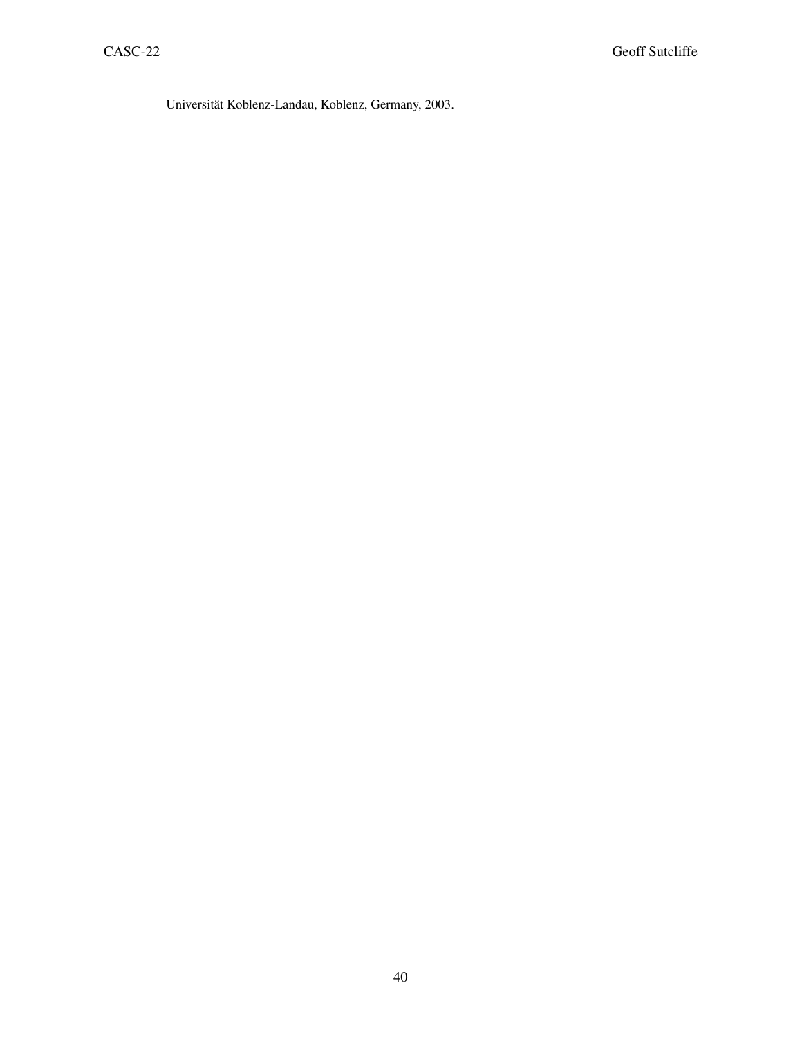Universität Koblenz-Landau, Koblenz, Germany, 2003.